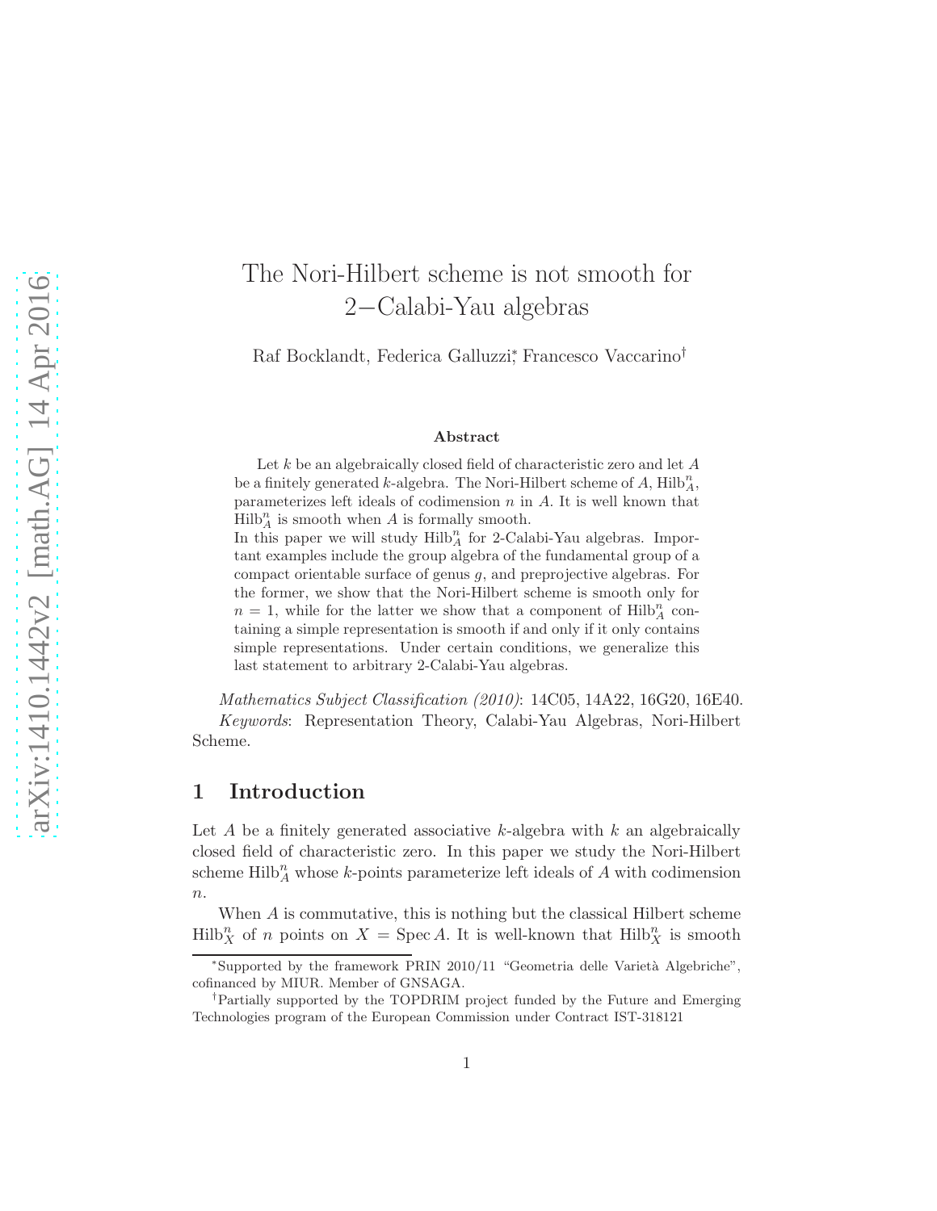# The Nori-Hilbert scheme is not smooth for 2−Calabi-Yau algebras

Raf Bocklandt, Federica Galluzzi[*], Francesco Vaccarino[†]

### Abstract

Let $k$ be an algebraically closed field of characteristic zero and let $A$ be a finitely generated $k$-algebra. The Nori-Hilbert scheme of $A$, $\mathrm{Hilb}_A^n$, parameterizes left ideals of codimension $n$ in $A$. It is well known that $\mathrm{Hilb}_A^n$ is smooth when $A$ is formally smooth.

In this paper we will study $\mathrm{Hilb}_A^n$ for 2-Calabi-Yau algebras. Important examples include the group algebra of the fundamental group of a compact orientable surface of genus $g$, and preprojective algebras. For the former, we show that the Nori-Hilbert scheme is smooth only for $n = 1$, while for the latter we show that a component of $\mathrm{Hilb}_A^n$ containing a simple representation is smooth if and only if it only contains simple representations. Under certain conditions, we generalize this last statement to arbitrary 2-Calabi-Yau algebras.

*Mathematics Subject Classification (2010)*: 14C05, 14A22, 16G20, 16E40.
*Keywords*: Representation Theory, Calabi-Yau Algebras, Nori-Hilbert Scheme.

## 1 Introduction

Let $A$ be a finitely generated associative $k$-algebra with $k$ an algebraically closed field of characteristic zero. In this paper we study the Nori-Hilbert scheme $\mathrm{Hilb}_A^n$ whose $k$-points parameterize left ideals of $A$ with codimension $n$.

When $A$ is commutative, this is nothing but the classical Hilbert scheme $\mathrm{Hilb}_X^n$ of $n$ points on $X = \operatorname{Spec} A$. It is well-known that $\mathrm{Hilb}_X^n$ is smooth

---

[*] Supported by the framework PRIN 2010/11 "Geometria delle Varietà Algebriche", cofinanced by MIUR. Member of GNSAGA.

[†] Partially supported by the TOPDRIM project funded by the Future and Emerging Technologies program of the European Commission under Contract IST-318121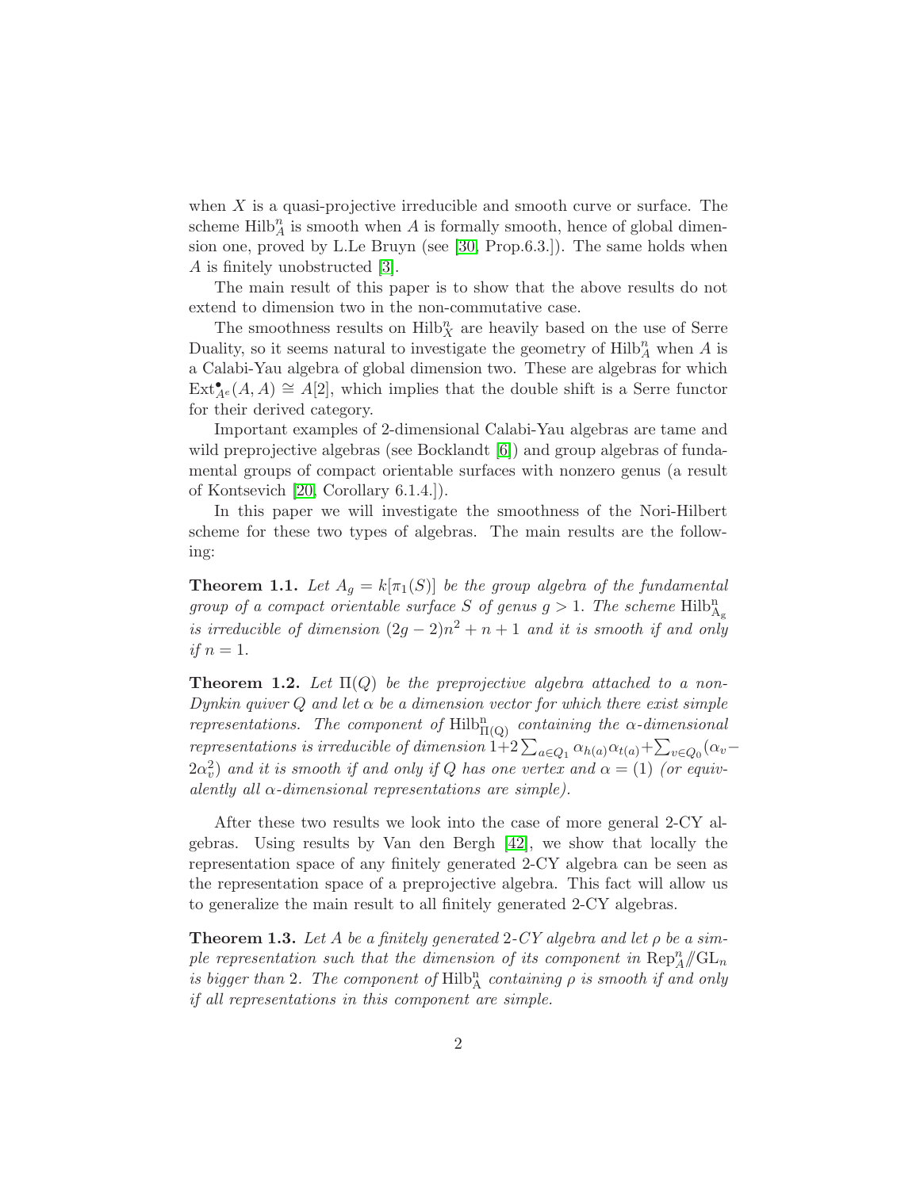when $X$ is a quasi-projective irreducible and smooth curve or surface. The scheme $\mathrm{Hilb}^n_A$ is smooth when $A$ is formally smooth, hence of global dimension one, proved by L.Le Bruyn (see [30, Prop.6.3.]). The same holds when $A$ is finitely unobstructed [3].

The main result of this paper is to show that the above results do not extend to dimension two in the non-commutative case.

The smoothness results on $\mathrm{Hilb}^n_X$ are heavily based on the use of Serre Duality, so it seems natural to investigate the geometry of $\mathrm{Hilb}^n_A$ when $A$ is a Calabi-Yau algebra of global dimension two. These are algebras for which $\mathrm{Ext}^\bullet_{A^e}(A, A) \cong A[2]$, which implies that the double shift is a Serre functor for their derived category.

Important examples of 2-dimensional Calabi-Yau algebras are tame and wild preprojective algebras (see Bocklandt [6]) and group algebras of fundamental groups of compact orientable surfaces with nonzero genus (a result of Kontsevich [20, Corollary 6.1.4.]).

In this paper we will investigate the smoothness of the Nori-Hilbert scheme for these two types of algebras. The main results are the following:

**Theorem 1.1.** *Let $A_g = k[\pi_1(S)]$ be the group algebra of the fundamental group of a compact orientable surface $S$ of genus $g > 1$. The scheme $\mathrm{Hilb}^n_{A_g}$ is irreducible of dimension $(2g-2)n^2 + n + 1$ and it is smooth if and only if $n = 1$.*

**Theorem 1.2.** *Let $\Pi(Q)$ be the preprojective algebra attached to a non-Dynkin quiver $Q$ and let $\alpha$ be a dimension vector for which there exist simple representations. The component of $\mathrm{Hilb}^n_{\Pi(Q)}$ containing the $\alpha$-dimensional representations is irreducible of dimension $1+2\sum_{a\in Q_1} \alpha_{h(a)}\alpha_{t(a)} + \sum_{v\in Q_0}(\alpha_v - 2\alpha_v^2)$ and it is smooth if and only if $Q$ has one vertex and $\alpha = (1)$ (or equivalently all $\alpha$-dimensional representations are simple).*

After these two results we look into the case of more general 2-CY algebras. Using results by Van den Bergh [42], we show that locally the representation space of any finitely generated 2-CY algebra can be seen as the representation space of a preprojective algebra. This fact will allow us to generalize the main result to all finitely generated 2-CY algebras.

**Theorem 1.3.** *Let $A$ be a finitely generated 2-CY algebra and let $\rho$ be a simple representation such that the dimension of its component in $\mathrm{Rep}^n_A /\!\!/ \mathrm{GL}_n$ is bigger than 2. The component of $\mathrm{Hilb}^n_A$ containing $\rho$ is smooth if and only if all representations in this component are simple.*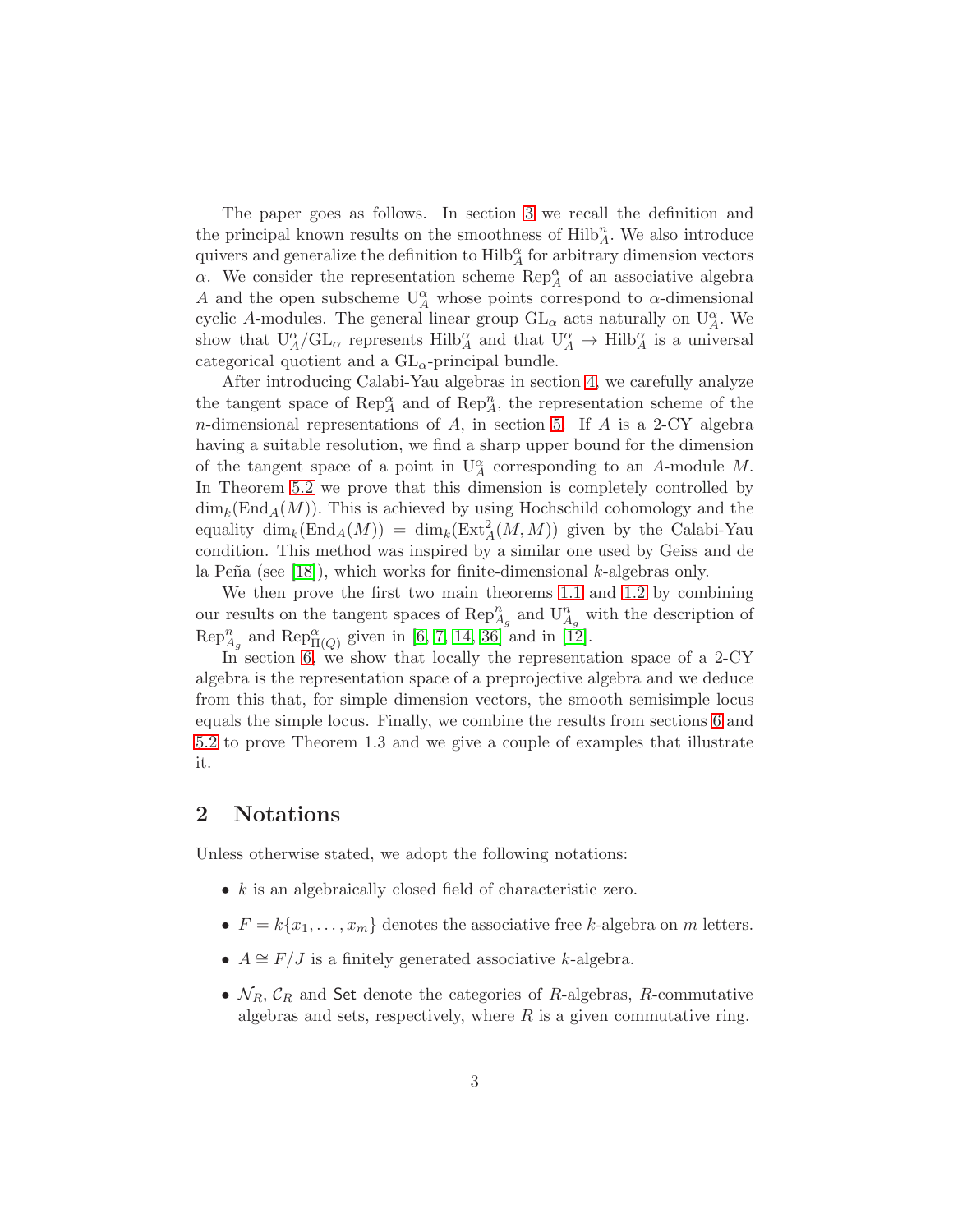The paper goes as follows. In section 3 we recall the definition and the principal known results on the smoothness of $\mathrm{Hilb}^n_A$. We also introduce quivers and generalize the definition to $\mathrm{Hilb}^\alpha_A$ for arbitrary dimension vectors $\alpha$. We consider the representation scheme $\mathrm{Rep}^\alpha_A$ of an associative algebra $A$ and the open subscheme $\mathrm{U}^\alpha_A$ whose points correspond to $\alpha$-dimensional cyclic $A$-modules. The general linear group $\mathrm{GL}_\alpha$ acts naturally on $\mathrm{U}^\alpha_A$. We show that $\mathrm{U}^\alpha_A/\mathrm{GL}_\alpha$ represents $\mathrm{Hilb}^\alpha_A$ and that $\mathrm{U}^\alpha_A \to \mathrm{Hilb}^\alpha_A$ is a universal categorical quotient and a $\mathrm{GL}_\alpha$-principal bundle.

After introducing Calabi-Yau algebras in section 4, we carefully analyze the tangent space of $\mathrm{Rep}^\alpha_A$ and of $\mathrm{Rep}^n_A$, the representation scheme of the $n$-dimensional representations of $A$, in section 5. If $A$ is a 2-CY algebra having a suitable resolution, we find a sharp upper bound for the dimension of the tangent space of a point in $\mathrm{U}^\alpha_A$ corresponding to an $A$-module $M$. In Theorem 5.2 we prove that this dimension is completely controlled by $\dim_k(\mathrm{End}_A(M))$. This is achieved by using Hochschild cohomology and the equality $\dim_k(\mathrm{End}_A(M)) = \dim_k(\mathrm{Ext}^2_A(M,M))$ given by the Calabi-Yau condition. This method was inspired by a similar one used by Geiss and de la Peña (see [18]), which works for finite-dimensional $k$-algebras only.

We then prove the first two main theorems 1.1 and 1.2 by combining our results on the tangent spaces of $\mathrm{Rep}^n_{A_g}$ and $\mathrm{U}^n_{A_g}$ with the description of $\mathrm{Rep}^n_{A_g}$ and $\mathrm{Rep}^\alpha_{\Pi(Q)}$ given in [6, 7, 14, 36] and in [12].

In section 6, we show that locally the representation space of a 2-CY algebra is the representation space of a preprojective algebra and we deduce from this that, for simple dimension vectors, the smooth semisimple locus equals the simple locus. Finally, we combine the results from sections 6 and 5.2 to prove Theorem 1.3 and we give a couple of examples that illustrate it.

## 2 Notations

Unless otherwise stated, we adopt the following notations:

- $k$ is an algebraically closed field of characteristic zero.
- $F = k\{x_1, \ldots, x_m\}$ denotes the associative free $k$-algebra on $m$ letters.
- $A \cong F/J$ is a finitely generated associative $k$-algebra.
- $\mathcal{N}_R$, $\mathcal{C}_R$ and $\mathsf{Set}$ denote the categories of $R$-algebras, $R$-commutative algebras and sets, respectively, where $R$ is a given commutative ring.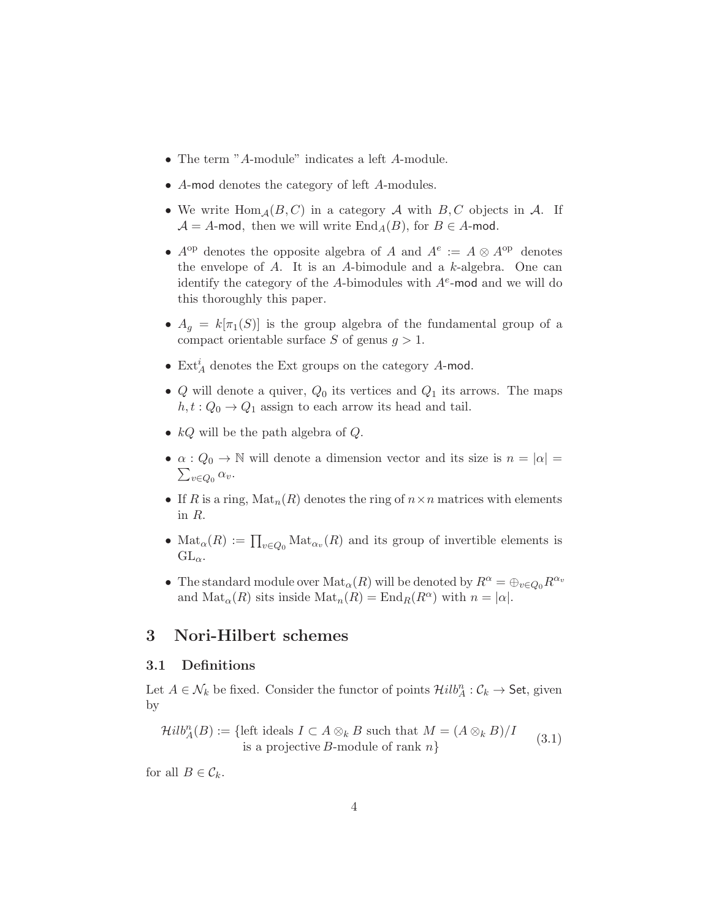- The term "$A$-module" indicates a left $A$-module.
- $A$-mod denotes the category of left $A$-modules.
- We write $\mathrm{Hom}_{\mathcal{A}}(B, C)$ in a category $\mathcal{A}$ with $B, C$ objects in $\mathcal{A}$. If $\mathcal{A} = A$-mod, then we will write $\mathrm{End}_A(B)$, for $B \in A$-mod.
- $A^{\mathrm{op}}$ denotes the opposite algebra of $A$ and $A^e := A \otimes A^{\mathrm{op}}$ denotes the envelope of $A$. It is an $A$-bimodule and a $k$-algebra. One can identify the category of the $A$-bimodules with $A^e$-mod and we will do this thoroughly this paper.
- $A_g = k[\pi_1(S)]$ is the group algebra of the fundamental group of a compact orientable surface $S$ of genus $g > 1$.
- $\mathrm{Ext}^i_A$ denotes the Ext groups on the category $A$-mod.
- $Q$ will denote a quiver, $Q_0$ its vertices and $Q_1$ its arrows. The maps $h, t : Q_0 \to Q_1$ assign to each arrow its head and tail.
- $kQ$ will be the path algebra of $Q$.
- $\alpha : Q_0 \to \mathbb{N}$ will denote a dimension vector and its size is $n = |\alpha| = \sum_{v \in Q_0} \alpha_v$.
- If $R$ is a ring, $\mathrm{Mat}_n(R)$ denotes the ring of $n \times n$ matrices with elements in $R$.
- $\mathrm{Mat}_\alpha(R) := \prod_{v \in Q_0} \mathrm{Mat}_{\alpha_v}(R)$ and its group of invertible elements is $\mathrm{GL}_\alpha$.
- The standard module over $\mathrm{Mat}_\alpha(R)$ will be denoted by $R^\alpha = \oplus_{v \in Q_0} R^{\alpha_v}$ and $\mathrm{Mat}_\alpha(R)$ sits inside $\mathrm{Mat}_n(R) = \mathrm{End}_R(R^\alpha)$ with $n = |\alpha|$.

# 3 Nori-Hilbert schemes

## 3.1 Definitions

Let $A \in \mathcal{N}_k$ be fixed. Consider the functor of points $\mathcal{H}ilb^n_A : \mathcal{C}_k \to \mathsf{Set}$, given by

$$
\mathcal{H}ilb^n_A(B) := \{\text{left ideals } I \subset A \otimes_k B \text{ such that } M = (A \otimes_k B)/I \text{ is a projective } B\text{-module of rank } n\} \tag{3.1}
$$

for all $B \in \mathcal{C}_k$.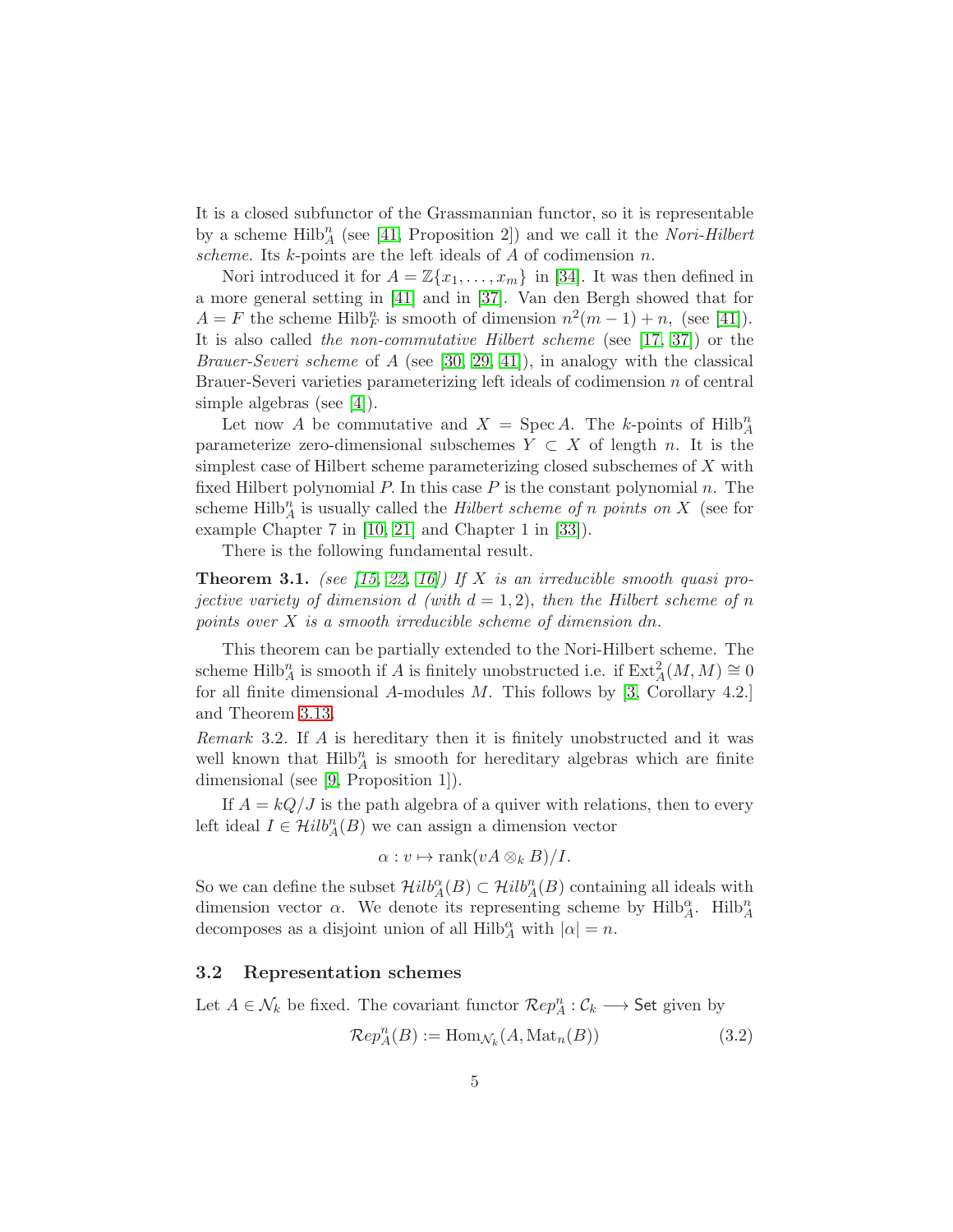It is a closed subfunctor of the Grassmannian functor, so it is representable by a scheme $\mathrm{Hilb}_A^n$ (see [41, Proposition 2]) and we call it the *Nori-Hilbert scheme.* Its $k$-points are the left ideals of $A$ of codimension $n$.

Nori introduced it for $A = \mathbb{Z}\{x_1, \ldots, x_m\}$ in [34]. It was then defined in a more general setting in [41] and in [37]. Van den Bergh showed that for $A = F$ the scheme $\mathrm{Hilb}_F^n$ is smooth of dimension $n^2(m-1)+n$, (see [41]). It is also called *the non-commutative Hilbert scheme* (see [17, 37]) or the *Brauer-Severi scheme* of $A$ (see [30, 29, 41]), in analogy with the classical Brauer-Severi varieties parameterizing left ideals of codimension $n$ of central simple algebras (see [4]).

Let now $A$ be commutative and $X = \operatorname{Spec} A$. The $k$-points of $\mathrm{Hilb}_A^n$ parameterize zero-dimensional subschemes $Y \subset X$ of length $n$. It is the simplest case of Hilbert scheme parameterizing closed subschemes of $X$ with fixed Hilbert polynomial $P$. In this case $P$ is the constant polynomial $n$. The scheme $\mathrm{Hilb}_A^n$ is usually called the *Hilbert scheme of $n$ points on $X$* (see for example Chapter 7 in [10, 21] and Chapter 1 in [33]).

There is the following fundamental result.

**Theorem 3.1.** *(see [15, 22, 16]) If $X$ is an irreducible smooth quasi projective variety of dimension $d$ (with $d = 1, 2$), then the Hilbert scheme of $n$ points over $X$ is a smooth irreducible scheme of dimension $dn$.*

This theorem can be partially extended to the Nori-Hilbert scheme. The scheme $\mathrm{Hilb}_A^n$ is smooth if $A$ is finitely unobstructed i.e. if $\mathrm{Ext}_A^2(M, M) \cong 0$ for all finite dimensional $A$-modules $M$. This follows by [3, Corollary 4.2.] and Theorem 3.13.

*Remark* 3.2. If $A$ is hereditary then it is finitely unobstructed and it was well known that $\mathrm{Hilb}_A^n$ is smooth for hereditary algebras which are finite dimensional (see [9, Proposition 1]).

If $A = kQ/J$ is the path algebra of a quiver with relations, then to every left ideal $I \in \mathcal{H}ilb_A^n(B)$ we can assign a dimension vector

$$\alpha : v \mapsto \operatorname{rank}(vA \otimes_k B)/I.$$

So we can define the subset $\mathcal{H}ilb_A^\alpha(B) \subset \mathcal{H}ilb_A^n(B)$ containing all ideals with dimension vector $\alpha$. We denote its representing scheme by $\mathrm{Hilb}_A^\alpha$. $\mathrm{Hilb}_A^n$ decomposes as a disjoint union of all $\mathrm{Hilb}_A^\alpha$ with $|\alpha| = n$.

### 3.2 Representation schemes

Let $A \in \mathcal{N}_k$ be fixed. The covariant functor $\mathcal{R}ep_A^n : \mathcal{C}_k \longrightarrow \mathsf{Set}$ given by

$$\mathcal{R}ep_A^n(B) := \mathrm{Hom}_{\mathcal{N}_k}(A, \mathrm{Mat}_n(B)) \tag{3.2}$$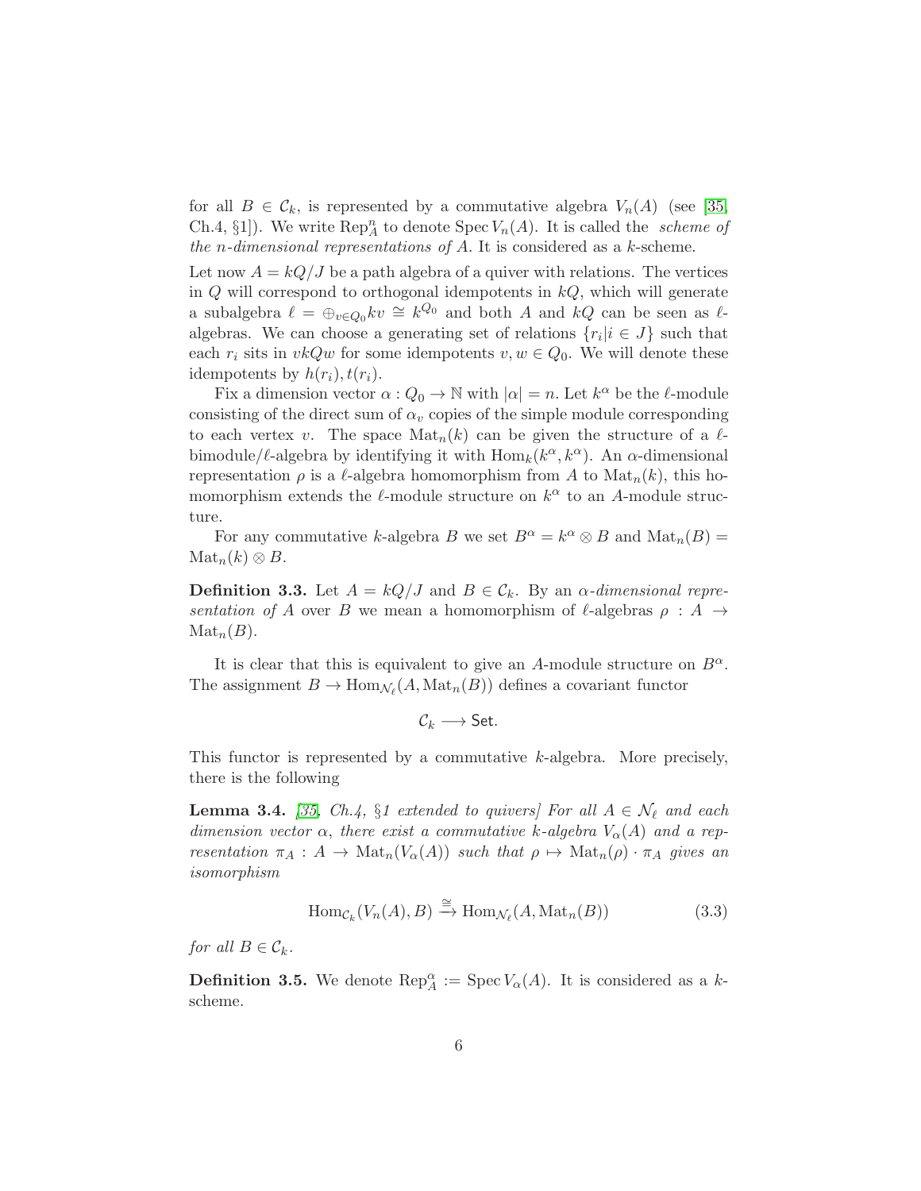for all $B \in \mathcal{C}_k$, is represented by a commutative algebra $V_n(A)$ (see [35, Ch.4, §1]). We write $\mathrm{Rep}_A^n$ to denote $\mathrm{Spec}\, V_n(A)$. It is called the *scheme of the n-dimensional representations of A*. It is considered as a $k$-scheme.

Let now $A = kQ/J$ be a path algebra of a quiver with relations. The vertices in $Q$ will correspond to orthogonal idempotents in $kQ$, which will generate a subalgebra $\ell = \oplus_{v \in Q_0} kv \cong k^{Q_0}$ and both $A$ and $kQ$ can be seen as $\ell$-algebras. We can choose a generating set of relations $\{r_i | i \in J\}$ such that each $r_i$ sits in $vkQw$ for some idempotents $v, w \in Q_0$. We will denote these idempotents by $h(r_i), t(r_i)$.

Fix a dimension vector $\alpha : Q_0 \to \mathbb{N}$ with $|\alpha| = n$. Let $k^\alpha$ be the $\ell$-module consisting of the direct sum of $\alpha_v$ copies of the simple module corresponding to each vertex $v$. The space $\mathrm{Mat}_n(k)$ can be given the structure of a $\ell$-bimodule/$\ell$-algebra by identifying it with $\mathrm{Hom}_k(k^\alpha, k^\alpha)$. An $\alpha$-dimensional representation $\rho$ is a $\ell$-algebra homomorphism from $A$ to $\mathrm{Mat}_n(k)$, this homomorphism extends the $\ell$-module structure on $k^\alpha$ to an $A$-module structure.

For any commutative $k$-algebra $B$ we set $B^\alpha = k^\alpha \otimes B$ and $\mathrm{Mat}_n(B) = \mathrm{Mat}_n(k) \otimes B$.

**Definition 3.3.** Let $A = kQ/J$ and $B \in \mathcal{C}_k$. By an *$\alpha$-dimensional representation of $A$ over $B$* we mean a homomorphism of $\ell$-algebras $\rho : A \to \mathrm{Mat}_n(B)$.

It is clear that this is equivalent to give an $A$-module structure on $B^\alpha$. The assignment $B \to \mathrm{Hom}_{\mathcal{N}_\ell}(A, \mathrm{Mat}_n(B))$ defines a covariant functor

$$\mathcal{C}_k \longrightarrow \mathsf{Set}.$$

This functor is represented by a commutative $k$-algebra. More precisely, there is the following

**Lemma 3.4.** *[35, Ch.4, §1 extended to quivers] For all $A \in \mathcal{N}_\ell$ and each dimension vector $\alpha$, there exist a commutative $k$-algebra $V_\alpha(A)$ and a representation $\pi_A : A \to \mathrm{Mat}_n(V_\alpha(A))$ such that $\rho \mapsto \mathrm{Mat}_n(\rho) \cdot \pi_A$ gives an isomorphism*

$$\mathrm{Hom}_{\mathcal{C}_k}(V_n(A), B) \xrightarrow{\cong} \mathrm{Hom}_{\mathcal{N}_\ell}(A, \mathrm{Mat}_n(B)) \tag{3.3}$$

*for all $B \in \mathcal{C}_k$.*

**Definition 3.5.** We denote $\mathrm{Rep}_A^\alpha := \mathrm{Spec}\, V_\alpha(A)$. It is considered as a $k$-scheme.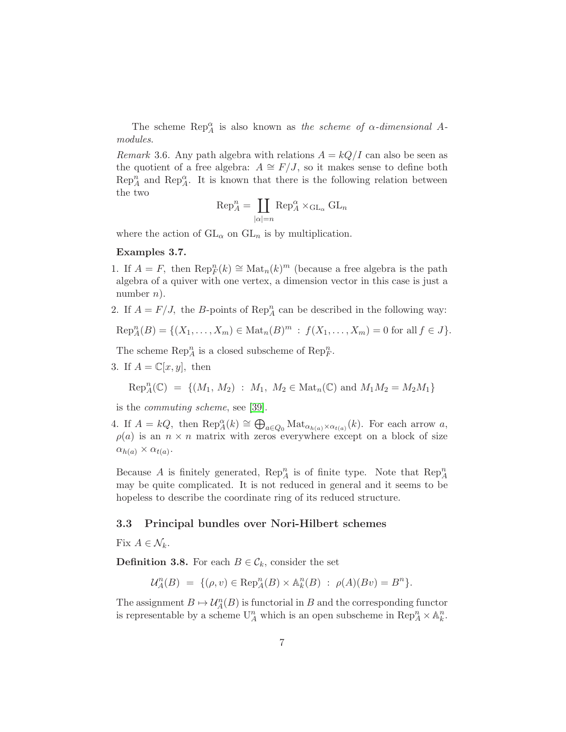The scheme $\mathrm{Rep}_A^\alpha$ is also known as *the scheme of $\alpha$-dimensional $A$-modules*.

*Remark* 3.6. Any path algebra with relations $A = kQ/I$ can also be seen as the quotient of a free algebra: $A \cong F/J$, so it makes sense to define both $\mathrm{Rep}_A^n$ and $\mathrm{Rep}_A^\alpha$. It is known that there is the following relation between the two

$$\mathrm{Rep}_A^n = \coprod_{|\alpha|=n} \mathrm{Rep}_A^\alpha \times_{\mathrm{GL}_\alpha} \mathrm{GL}_n$$

where the action of $\mathrm{GL}_\alpha$ on $\mathrm{GL}_n$ is by multiplication.

**Examples 3.7.**

1. If $A = F$, then $\mathrm{Rep}_F^n(k) \cong \mathrm{Mat}_n(k)^m$ (because a free algebra is the path algebra of a quiver with one vertex, a dimension vector in this case is just a number $n$).
2. If $A = F/J$, the $B$-points of $\mathrm{Rep}_A^n$ can be described in the following way:
   $$\mathrm{Rep}_A^n(B) = \{(X_1, \ldots, X_m) \in \mathrm{Mat}_n(B)^m \,:\, f(X_1, \ldots, X_m) = 0 \text{ for all } f \in J\}.$$
   The scheme $\mathrm{Rep}_A^n$ is a closed subscheme of $\mathrm{Rep}_F^n$.
3. If $A = \mathbb{C}[x, y]$, then
   $$\mathrm{Rep}_A^n(\mathbb{C}) \;=\; \{(M_1,\, M_2) \;:\; M_1,\; M_2 \in \mathrm{Mat}_n(\mathbb{C}) \text{ and } M_1M_2 = M_2M_1\}$$
   is the *commuting scheme*, see [39].
4. If $A = kQ$, then $\mathrm{Rep}_A^\alpha(k) \cong \bigoplus_{a\in Q_0} \mathrm{Mat}_{\alpha_{h(a)}\times\alpha_{t(a)}}(k)$. For each arrow $a$, $\rho(a)$ is an $n \times n$ matrix with zeros everywhere except on a block of size $\alpha_{h(a)} \times \alpha_{t(a)}$.

Because $A$ is finitely generated, $\mathrm{Rep}_A^n$ is of finite type. Note that $\mathrm{Rep}_A^n$ may be quite complicated. It is not reduced in general and it seems to be hopeless to describe the coordinate ring of its reduced structure.

### 3.3 Principal bundles over Nori-Hilbert schemes

Fix $A \in \mathcal{N}_k$.

**Definition 3.8.** For each $B \in \mathcal{C}_k$, consider the set

$$\mathcal{U}_A^n(B) \;=\; \{(\rho, v) \in \mathrm{Rep}_A^n(B) \times \mathbb{A}_k^n(B) \;:\; \rho(A)(Bv) = B^n\}.$$

The assignment $B \mapsto \mathcal{U}_A^n(B)$ is functorial in $B$ and the corresponding functor is representable by a scheme $\mathrm{U}_A^n$ which is an open subscheme in $\mathrm{Rep}_A^n \times \mathbb{A}_k^n$.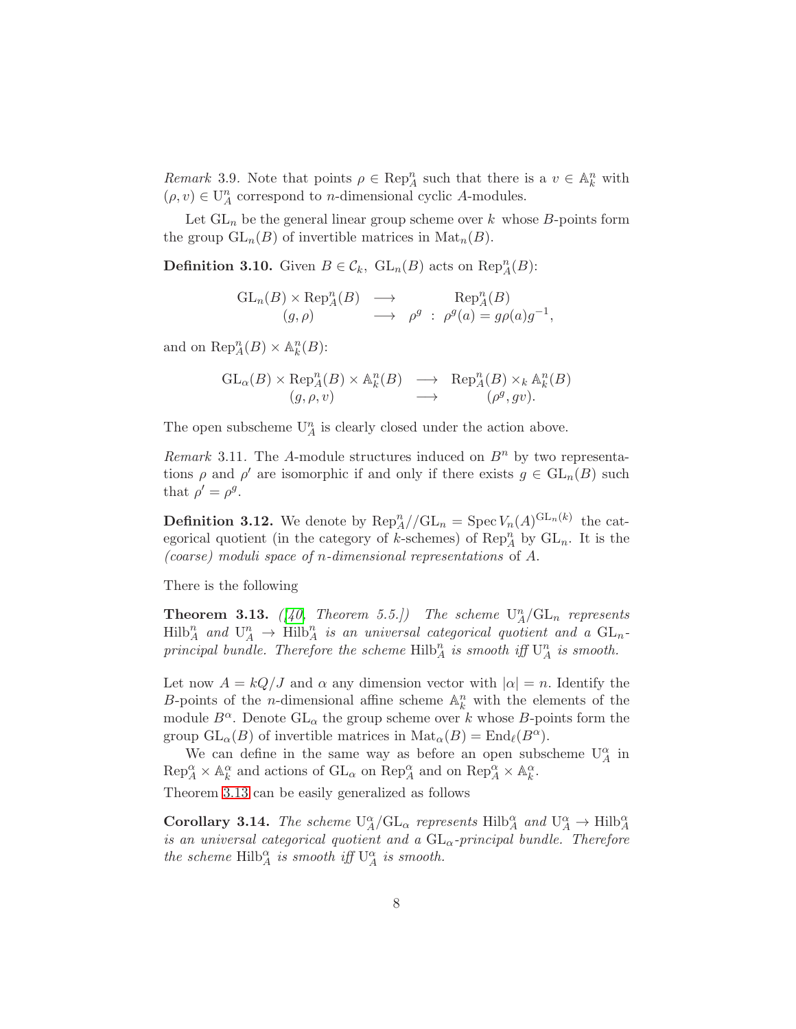*Remark* 3.9. Note that points $\rho \in \mathrm{Rep}_A^n$ such that there is a $v \in \mathbb{A}_k^n$ with $(\rho, v) \in \mathrm{U}_A^n$ correspond to $n$-dimensional cyclic $A$-modules.

Let $\mathrm{GL}_n$ be the general linear group scheme over $k$ whose $B$-points form the group $\mathrm{GL}_n(B)$ of invertible matrices in $\mathrm{Mat}_n(B)$.

**Definition 3.10.** Given $B \in \mathcal{C}_k$, $\mathrm{GL}_n(B)$ acts on $\mathrm{Rep}_A^n(B)$:

$$\begin{array}{rcl} \mathrm{GL}_n(B) \times \mathrm{Rep}_A^n(B) & \longrightarrow & \mathrm{Rep}_A^n(B) \\ (g, \rho) & \longrightarrow & \rho^g \ : \ \rho^g(a) = g\rho(a)g^{-1}, \end{array}$$

and on $\mathrm{Rep}_A^n(B) \times \mathbb{A}_k^n(B)$:

$$\begin{array}{rcl} \mathrm{GL}_\alpha(B) \times \mathrm{Rep}_A^n(B) \times \mathbb{A}_k^n(B) & \longrightarrow & \mathrm{Rep}_A^n(B) \times_k \mathbb{A}_k^n(B) \\ (g, \rho, v) & \longrightarrow & (\rho^g, gv). \end{array}$$

The open subscheme $\mathrm{U}_A^n$ is clearly closed under the action above.

*Remark* 3.11. The $A$-module structures induced on $B^n$ by two representations $\rho$ and $\rho'$ are isomorphic if and only if there exists $g \in \mathrm{GL}_n(B)$ such that $\rho' = \rho^g$.

**Definition 3.12.** We denote by $\mathrm{Rep}_A^n//\mathrm{GL}_n = \mathrm{Spec}\, V_n(A)^{\mathrm{GL}_n(k)}$ the categorical quotient (in the category of $k$-schemes) of $\mathrm{Rep}_A^n$ by $\mathrm{GL}_n$. It is the *(coarse) moduli space of $n$-dimensional representations* of $A$.

There is the following

**Theorem 3.13.** *([40, Theorem 5.5.]) The scheme $\mathrm{U}_A^n/\mathrm{GL}_n$ represents $\mathrm{Hilb}_A^n$ and $\mathrm{U}_A^n \to \mathrm{Hilb}_A^n$ is an universal categorical quotient and a $\mathrm{GL}_n$-principal bundle. Therefore the scheme $\mathrm{Hilb}_A^n$ is smooth iff $\mathrm{U}_A^n$ is smooth.*

Let now $A = kQ/J$ and $\alpha$ any dimension vector with $|\alpha| = n$. Identify the $B$-points of the $n$-dimensional affine scheme $\mathbb{A}_k^n$ with the elements of the module $B^\alpha$. Denote $\mathrm{GL}_\alpha$ the group scheme over $k$ whose $B$-points form the group $\mathrm{GL}_\alpha(B)$ of invertible matrices in $\mathrm{Mat}_\alpha(B) = \mathrm{End}_\ell(B^\alpha)$.

We can define in the same way as before an open subscheme $\mathrm{U}_A^\alpha$ in $\mathrm{Rep}_A^\alpha \times \mathbb{A}_k^\alpha$ and actions of $\mathrm{GL}_\alpha$ on $\mathrm{Rep}_A^\alpha$ and on $\mathrm{Rep}_A^\alpha \times \mathbb{A}_k^\alpha$.

Theorem 3.13 can be easily generalized as follows

**Corollary 3.14.** *The scheme $\mathrm{U}_A^\alpha/\mathrm{GL}_\alpha$ represents $\mathrm{Hilb}_A^\alpha$ and $\mathrm{U}_A^\alpha \to \mathrm{Hilb}_A^\alpha$ is an universal categorical quotient and a $\mathrm{GL}_\alpha$-principal bundle. Therefore the scheme $\mathrm{Hilb}_A^\alpha$ is smooth iff $\mathrm{U}_A^\alpha$ is smooth.*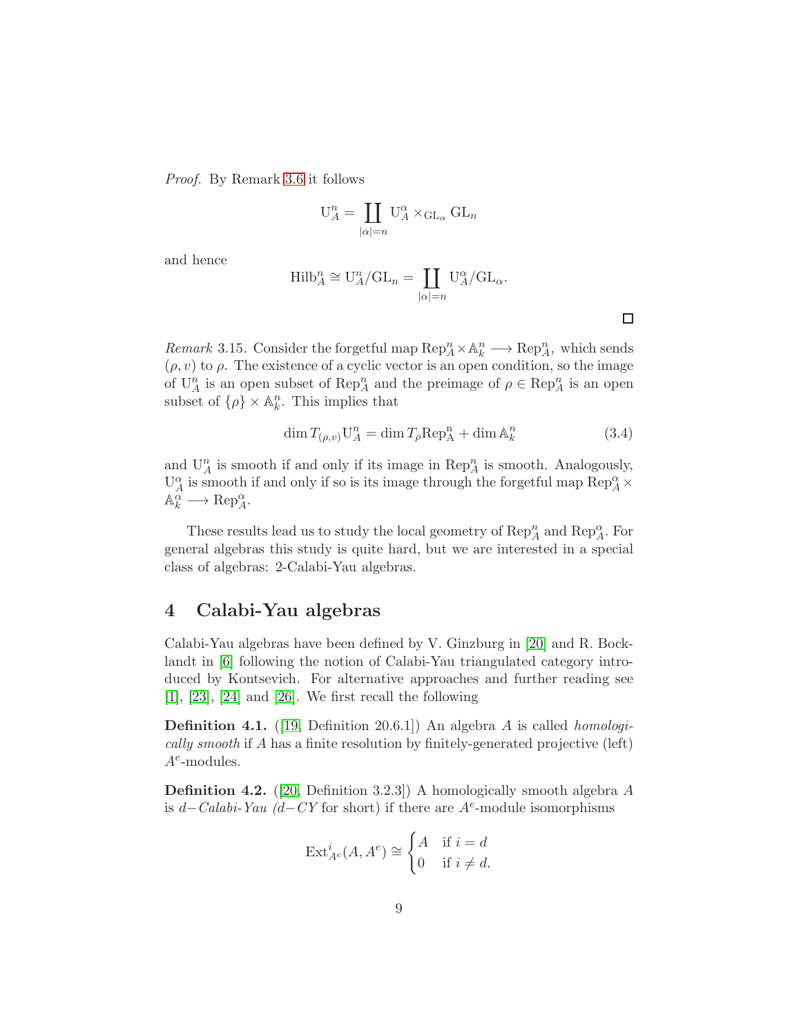*Proof.* By Remark 3.6 it follows

$$\mathrm{U}_A^n = \coprod_{|\alpha|=n} \mathrm{U}_A^\alpha \times_{\mathrm{GL}_\alpha} \mathrm{GL}_n$$

and hence

$$\mathrm{Hilb}_A^n \cong \mathrm{U}_A^n/\mathrm{GL}_n = \coprod_{|\alpha|=n} \mathrm{U}_A^\alpha/\mathrm{GL}_\alpha.$$

□

*Remark* 3.15. Consider the forgetful map $\mathrm{Rep}_A^n \times \mathbb{A}_k^n \longrightarrow \mathrm{Rep}_A^n$, which sends $(\rho, v)$ to $\rho$. The existence of a cyclic vector is an open condition, so the image of $\mathrm{U}_A^n$ is an open subset of $\mathrm{Rep}_A^n$ and the preimage of $\rho \in \mathrm{Rep}_A^n$ is an open subset of $\{\rho\} \times \mathbb{A}_k^n$. This implies that

$$\dim T_{(\rho,v)}\mathrm{U}_A^n = \dim T_\rho \mathrm{Rep}_\mathrm{A}^\mathrm{n} + \dim \mathbb{A}_k^n \tag{3.4}$$

and $\mathrm{U}_A^n$ is smooth if and only if its image in $\mathrm{Rep}_A^n$ is smooth. Analogously, $\mathrm{U}_A^\alpha$ is smooth if and only if so is its image through the forgetful map $\mathrm{Rep}_A^\alpha \times \mathbb{A}_k^\alpha \longrightarrow \mathrm{Rep}_A^\alpha$.

These results lead us to study the local geometry of $\mathrm{Rep}_A^n$ and $\mathrm{Rep}_A^\alpha$. For general algebras this study is quite hard, but we are interested in a special class of algebras: 2-Calabi-Yau algebras.

# 4 Calabi-Yau algebras

Calabi-Yau algebras have been defined by V. Ginzburg in [20] and R. Bocklandt in [6] following the notion of Calabi-Yau triangulated category introduced by Kontsevich. For alternative approaches and further reading see [1], [23], [24] and [26]. We first recall the following

**Definition 4.1.** ([19, Definition 20.6.1]) An algebra $A$ is called *homologically smooth* if $A$ has a finite resolution by finitely-generated projective (left) $A^e$-modules.

**Definition 4.2.** ([20, Definition 3.2.3]) A homologically smooth algebra $A$ is $d-$*Calabi-Yau* ($d-CY$ for short) if there are $A^e$-module isomorphisms

$$\mathrm{Ext}_{A^e}^i(A, A^e) \cong \begin{cases} A & \text{if } i = d \\ 0 & \text{if } i \neq d. \end{cases}$$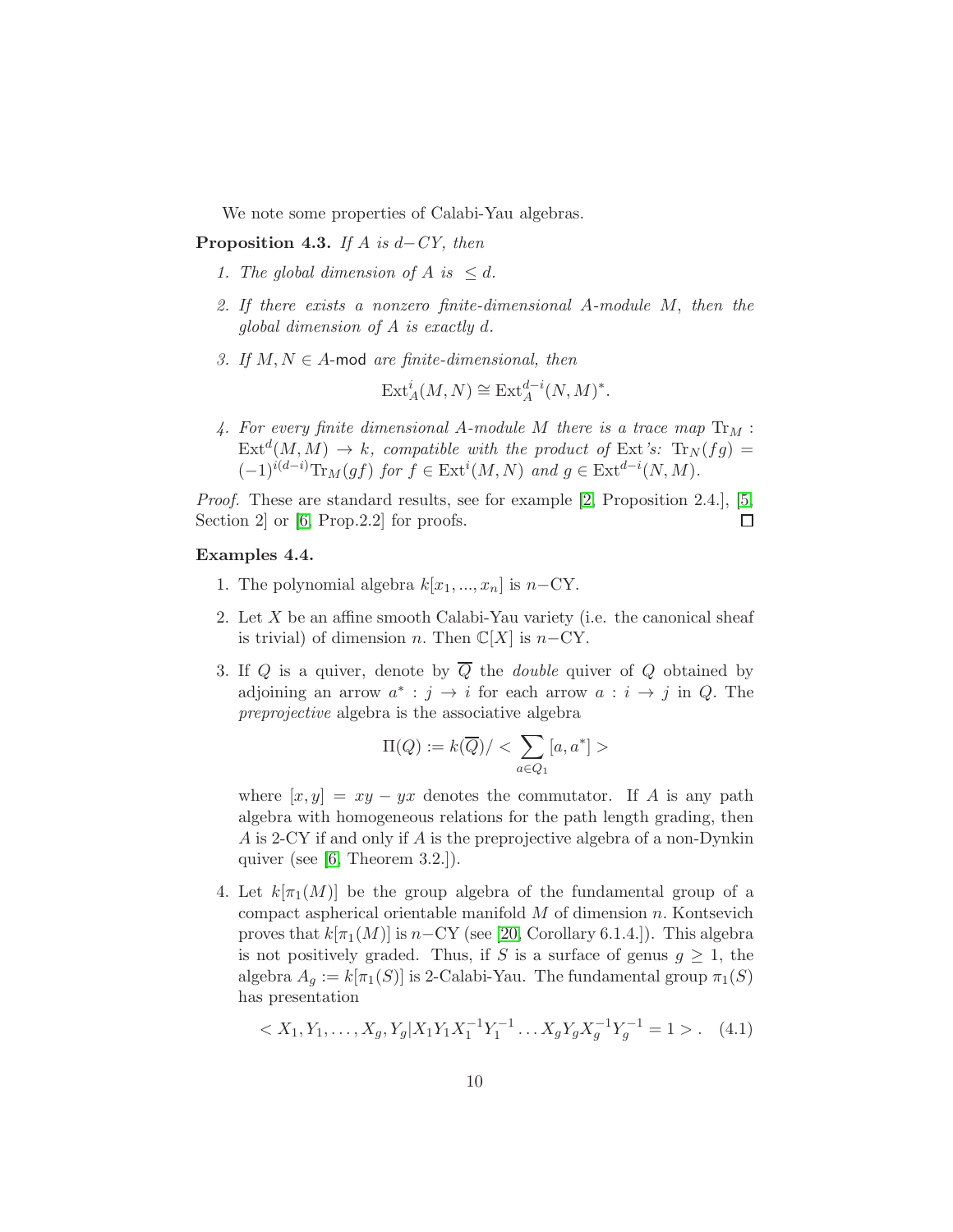We note some properties of Calabi-Yau algebras.

**Proposition 4.3.** *If $A$ is $d-CY$, then*

1. *The global dimension of $A$ is $\leq d$.*
2. *If there exists a nonzero finite-dimensional $A$-module $M$, then the global dimension of $A$ is exactly $d$.*
3. *If $M, N \in A\text{-mod}$ are finite-dimensional, then*
$$\mathrm{Ext}^i_A(M,N) \cong \mathrm{Ext}^{d-i}_A(N,M)^*.$$
4. *For every finite dimensional $A$-module $M$ there is a trace map $\mathrm{Tr}_M : \mathrm{Ext}^d(M,M) \to k$, compatible with the product of $\mathrm{Ext}$'s: $\mathrm{Tr}_N(fg) = (-1)^{i(d-i)}\mathrm{Tr}_M(gf)$ for $f \in \mathrm{Ext}^i(M,N)$ and $g \in \mathrm{Ext}^{d-i}(N,M)$.*

*Proof.* These are standard results, see for example [2, Proposition 2.4.], [5, Section 2] or [6, Prop.2.2] for proofs. □

**Examples 4.4.**

1. The polynomial algebra $k[x_1, ..., x_n]$ is $n-$CY.
2. Let $X$ be an affine smooth Calabi-Yau variety (i.e. the canonical sheaf is trivial) of dimension $n$. Then $\mathbb{C}[X]$ is $n-$CY.
3. If $Q$ is a quiver, denote by $\overline{Q}$ the *double* quiver of $Q$ obtained by adjoining an arrow $a^* : j \to i$ for each arrow $a : i \to j$ in $Q$. The *preprojective* algebra is the associative algebra
$$\Pi(Q) := k(\overline{Q}) / < \sum_{a \in Q_1} [a, a^*] >$$
where $[x, y] = xy - yx$ denotes the commutator. If $A$ is any path algebra with homogeneous relations for the path length grading, then $A$ is 2-CY if and only if $A$ is the preprojective algebra of a non-Dynkin quiver (see [6, Theorem 3.2.]).
4. Let $k[\pi_1(M)]$ be the group algebra of the fundamental group of a compact aspherical orientable manifold $M$ of dimension $n$. Kontsevich proves that $k[\pi_1(M)]$ is $n-$CY (see [20, Corollary 6.1.4.]). This algebra is not positively graded. Thus, if $S$ is a surface of genus $g \geq 1$, the algebra $A_g := k[\pi_1(S)]$ is 2-Calabi-Yau. The fundamental group $\pi_1(S)$ has presentation
$$< X_1, Y_1, \dots, X_g, Y_g | X_1 Y_1 X_1^{-1} Y_1^{-1} \dots X_g Y_g X_g^{-1} Y_g^{-1} = 1 > . \quad (4.1)$$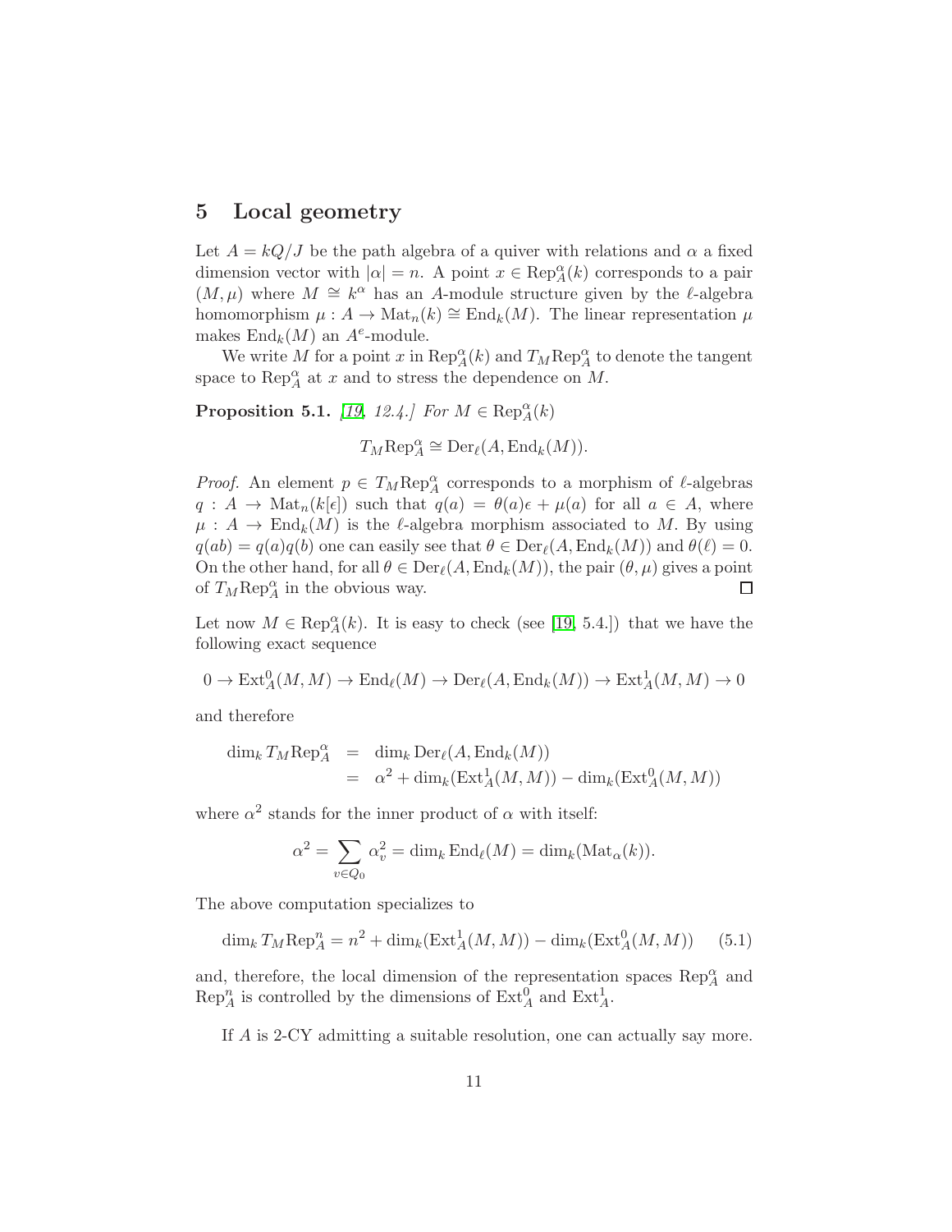## 5 Local geometry

Let $A = kQ/J$ be the path algebra of a quiver with relations and $\alpha$ a fixed dimension vector with $|\alpha| = n$. A point $x \in \mathrm{Rep}_A^\alpha(k)$ corresponds to a pair $(M, \mu)$ where $M \cong k^\alpha$ has an $A$-module structure given by the $\ell$-algebra homomorphism $\mu : A \to \mathrm{Mat}_n(k) \cong \mathrm{End}_k(M)$. The linear representation $\mu$ makes $\mathrm{End}_k(M)$ an $A^e$-module.

We write $M$ for a point $x$ in $\mathrm{Rep}_A^\alpha(k)$ and $T_M\mathrm{Rep}_A^\alpha$ to denote the tangent space to $\mathrm{Rep}_A^\alpha$ at $x$ and to stress the dependence on $M$.

**Proposition 5.1.** *[19, 12.4.] For $M \in \mathrm{Rep}_A^\alpha(k)$*

$$T_M\mathrm{Rep}_A^\alpha \cong \mathrm{Der}_\ell(A, \mathrm{End}_k(M)).$$

*Proof.* An element $p \in T_M\mathrm{Rep}_A^\alpha$ corresponds to a morphism of $\ell$-algebras $q : A \to \mathrm{Mat}_n(k[\epsilon])$ such that $q(a) = \theta(a)\epsilon + \mu(a)$ for all $a \in A$, where $\mu : A \to \mathrm{End}_k(M)$ is the $\ell$-algebra morphism associated to $M$. By using $q(ab) = q(a)q(b)$ one can easily see that $\theta \in \mathrm{Der}_\ell(A, \mathrm{End}_k(M))$ and $\theta(\ell) = 0$. On the other hand, for all $\theta \in \mathrm{Der}_\ell(A, \mathrm{End}_k(M))$, the pair $(\theta, \mu)$ gives a point of $T_M\mathrm{Rep}_A^\alpha$ in the obvious way. □

Let now $M \in \mathrm{Rep}_A^\alpha(k)$. It is easy to check (see [19, 5.4.]) that we have the following exact sequence

$$0 \to \mathrm{Ext}_A^0(M, M) \to \mathrm{End}_\ell(M) \to \mathrm{Der}_\ell(A, \mathrm{End}_k(M)) \to \mathrm{Ext}_A^1(M, M) \to 0$$

and therefore

$$\begin{aligned}
\dim_k T_M\mathrm{Rep}_A^\alpha &= \dim_k \mathrm{Der}_\ell(A, \mathrm{End}_k(M)) \\
&= \alpha^2 + \dim_k(\mathrm{Ext}_A^1(M, M)) - \dim_k(\mathrm{Ext}_A^0(M, M))
\end{aligned}$$

where $\alpha^2$ stands for the inner product of $\alpha$ with itself:

$$\alpha^2 = \sum_{v \in Q_0} \alpha_v^2 = \dim_k \mathrm{End}_\ell(M) = \dim_k(\mathrm{Mat}_\alpha(k)).$$

The above computation specializes to

$$\dim_k T_M\mathrm{Rep}_A^n = n^2 + \dim_k(\mathrm{Ext}_A^1(M, M)) - \dim_k(\mathrm{Ext}_A^0(M, M)) \tag{5.1}$$

and, therefore, the local dimension of the representation spaces $\mathrm{Rep}_A^\alpha$ and $\mathrm{Rep}_A^n$ is controlled by the dimensions of $\mathrm{Ext}_A^0$ and $\mathrm{Ext}_A^1$.

If $A$ is 2-CY admitting a suitable resolution, one can actually say more.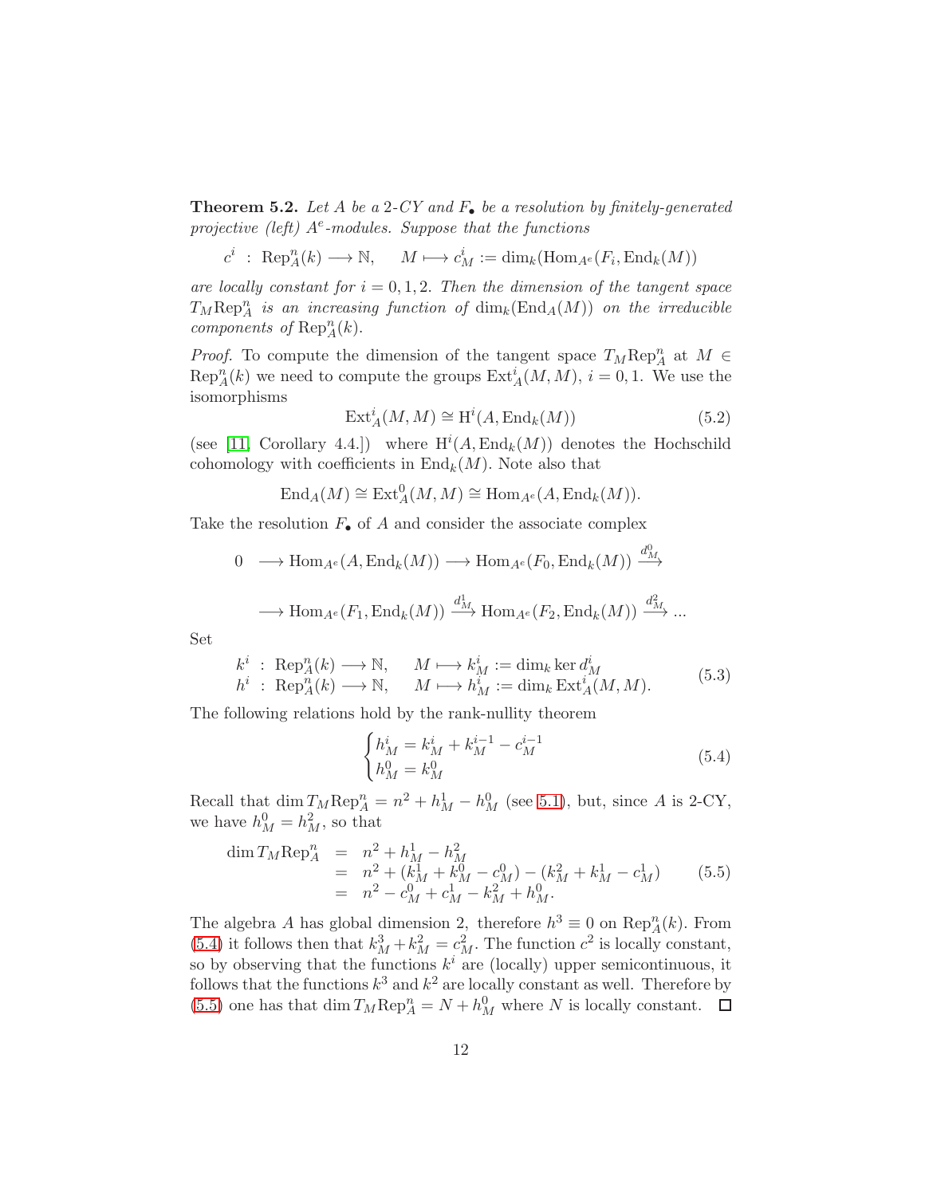**Theorem 5.2.** *Let $A$ be a 2-CY and $F_\bullet$ be a resolution by finitely-generated projective (left) $A^e$-modules. Suppose that the functions*

$$c^i \;:\; \mathrm{Rep}^n_A(k) \longrightarrow \mathbb{N}, \qquad M \longmapsto c^i_M := \dim_k(\mathrm{Hom}_{A^e}(F_i, \mathrm{End}_k(M))$$

*are locally constant for $i = 0, 1, 2$. Then the dimension of the tangent space $T_M\mathrm{Rep}^n_A$ is an increasing function of $\dim_k(\mathrm{End}_A(M))$ on the irreducible components of $\mathrm{Rep}^n_A(k)$.*

*Proof.* To compute the dimension of the tangent space $T_M\mathrm{Rep}^n_A$ at $M \in \mathrm{Rep}^n_A(k)$ we need to compute the groups $\mathrm{Ext}^i_A(M, M)$, $i = 0, 1$. We use the isomorphisms

$$\mathrm{Ext}^i_A(M, M) \cong \mathrm{H}^i(A, \mathrm{End}_k(M)) \tag{5.2}$$

(see [11, Corollary 4.4.]) where $\mathrm{H}^i(A, \mathrm{End}_k(M))$ denotes the Hochschild cohomology with coefficients in $\mathrm{End}_k(M)$. Note also that

$$\mathrm{End}_A(M) \cong \mathrm{Ext}^0_A(M, M) \cong \mathrm{Hom}_{A^e}(A, \mathrm{End}_k(M)).$$

Take the resolution $F_\bullet$ of $A$ and consider the associate complex

$$0 \longrightarrow \mathrm{Hom}_{A^e}(A, \mathrm{End}_k(M)) \longrightarrow \mathrm{Hom}_{A^e}(F_0, \mathrm{End}_k(M)) \xrightarrow{d^0_M}$$

$$\longrightarrow \mathrm{Hom}_{A^e}(F_1, \mathrm{End}_k(M)) \xrightarrow{d^1_M} \mathrm{Hom}_{A^e}(F_2, \mathrm{End}_k(M)) \xrightarrow{d^2_M} ...$$

Set

$$\begin{array}{ll} k^i \;:\; \mathrm{Rep}^n_A(k) \longrightarrow \mathbb{N}, & M \longmapsto k^i_M := \dim_k \ker d^i_M \\ h^i \;:\; \mathrm{Rep}^n_A(k) \longrightarrow \mathbb{N}, & M \longmapsto h^i_M := \dim_k \mathrm{Ext}^i_A(M, M). \end{array} \tag{5.3}$$

The following relations hold by the rank-nullity theorem

$$\begin{cases} h^i_M = k^i_M + k^{i-1}_M - c^{i-1}_M \\ h^0_M = k^0_M \end{cases} \tag{5.4}$$

Recall that $\dim T_M\mathrm{Rep}^n_A = n^2 + h^1_M - h^0_M$ (see 5.1), but, since $A$ is 2-CY, we have $h^0_M = h^2_M$, so that

$$\begin{aligned} \dim T_M\mathrm{Rep}^n_A &= n^2 + h^1_M - h^2_M \\ &= n^2 + (k^1_M + k^0_M - c^0_M) - (k^2_M + k^1_M - c^1_M) \\ &= n^2 - c^0_M + c^1_M - k^2_M + h^0_M. \end{aligned} \tag{5.5}$$

The algebra $A$ has global dimension 2, therefore $h^3 \equiv 0$ on $\mathrm{Rep}^n_A(k)$. From (5.4) it follows then that $k^3_M + k^2_M = c^2_M$. The function $c^2$ is locally constant, so by observing that the functions $k^i$ are (locally) upper semicontinuous, it follows that the functions $k^3$ and $k^2$ are locally constant as well. Therefore by (5.5) one has that $\dim T_M\mathrm{Rep}^n_A = N + h^0_M$ where $N$ is locally constant. □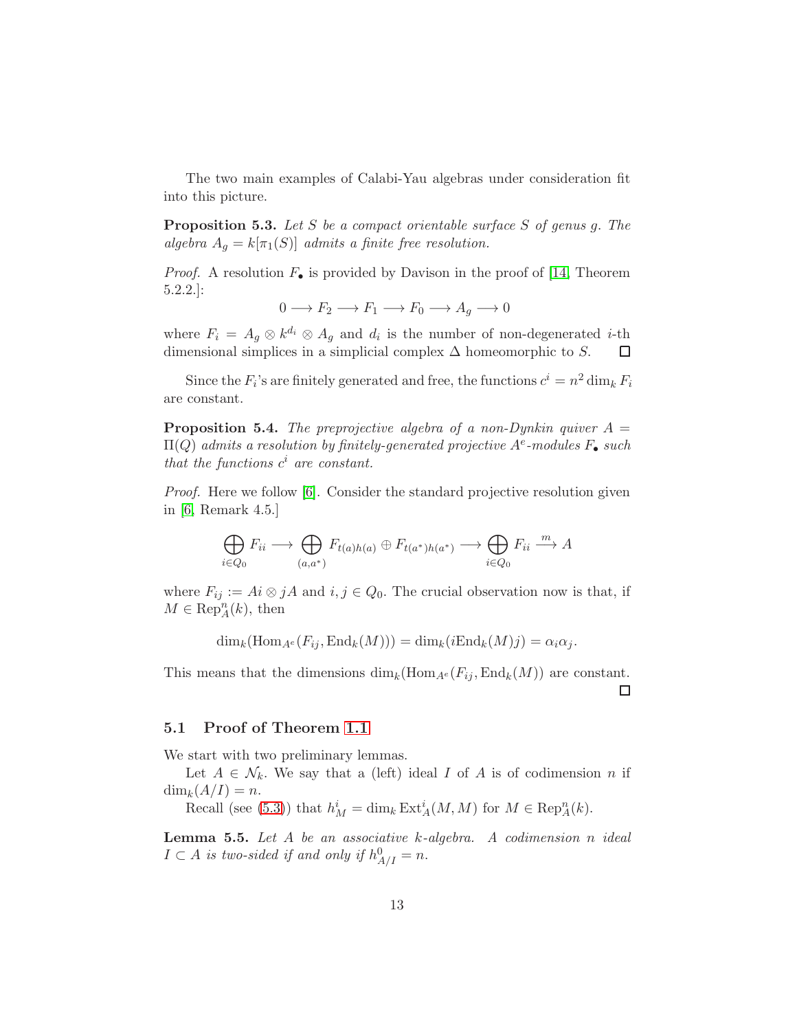The two main examples of Calabi-Yau algebras under consideration fit into this picture.

**Proposition 5.3.** *Let $S$ be a compact orientable surface $S$ of genus $g$. The algebra $A_g = k[\pi_1(S)]$ admits a finite free resolution.*

*Proof.* A resolution $F_\bullet$ is provided by Davison in the proof of [14, Theorem 5.2.2.]:

$$0 \longrightarrow F_2 \longrightarrow F_1 \longrightarrow F_0 \longrightarrow A_g \longrightarrow 0$$

where $F_i = A_g \otimes k^{d_i} \otimes A_g$ and $d_i$ is the number of non-degenerated $i$-th dimensional simplices in a simplicial complex $\Delta$ homeomorphic to $S$. $\square$

Since the $F_i$'s are finitely generated and free, the functions $c^i = n^2 \dim_k F_i$ are constant.

**Proposition 5.4.** *The preprojective algebra of a non-Dynkin quiver $A = \Pi(Q)$ admits a resolution by finitely-generated projective $A^e$-modules $F_\bullet$ such that the functions $c^i$ are constant.*

*Proof.* Here we follow [6]. Consider the standard projective resolution given in [6, Remark 4.5.]

$$\bigoplus_{i \in Q_0} F_{ii} \longrightarrow \bigoplus_{(a,a^*)} F_{t(a)h(a)} \oplus F_{t(a^*)h(a^*)} \longrightarrow \bigoplus_{i \in Q_0} F_{ii} \xrightarrow{\ m\ } A$$

where $F_{ij} := Ai \otimes jA$ and $i, j \in Q_0$. The crucial observation now is that, if $M \in \mathrm{Rep}_A^n(k)$, then

$$\dim_k(\mathrm{Hom}_{A^e}(F_{ij}, \mathrm{End}_k(M))) = \dim_k(i\mathrm{End}_k(M)j) = \alpha_i \alpha_j.$$

This means that the dimensions $\dim_k(\mathrm{Hom}_{A^e}(F_{ij}, \mathrm{End}_k(M))$ are constant. $\square$

### 5.1 Proof of Theorem 1.1

We start with two preliminary lemmas.

Let $A \in \mathcal{N}_k$. We say that a (left) ideal $I$ of $A$ is of codimension $n$ if $\dim_k(A/I) = n$.

Recall (see (5.3)) that $h^i_M = \dim_k \mathrm{Ext}^i_A(M, M)$ for $M \in \mathrm{Rep}^n_A(k)$.

**Lemma 5.5.** *Let $A$ be an associative $k$-algebra. A codimension $n$ ideal $I \subset A$ is two-sided if and only if $h^0_{A/I} = n$.*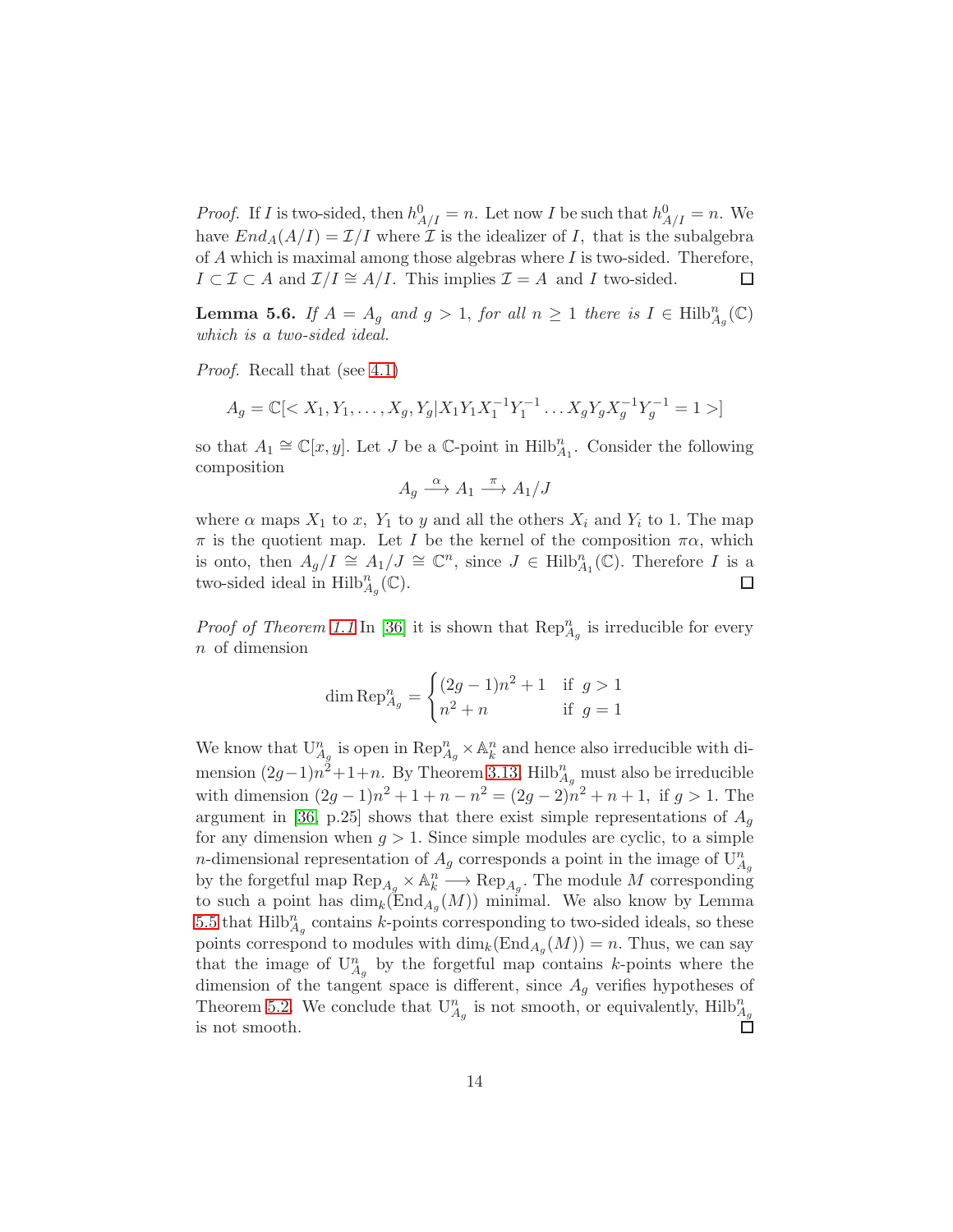*Proof.* If $I$ is two-sided, then $h^0_{A/I} = n$. Let now $I$ be such that $h^0_{A/I} = n$. We have $End_A(A/I) = \mathcal{I}/I$ where $\mathcal{I}$ is the idealizer of $I$, that is the subalgebra of $A$ which is maximal among those algebras where $I$ is two-sided. Therefore, $I \subset \mathcal{I} \subset A$ and $\mathcal{I}/I \cong A/I$. This implies $\mathcal{I} = A$ and $I$ two-sided. □

**Lemma 5.6.** *If $A = A_g$ and $g > 1$, for all $n \geq 1$ there is $I \in \mathrm{Hilb}^n_{A_g}(\mathbb{C})$ which is a two-sided ideal.*

*Proof.* Recall that (see 4.1)

$$A_g = \mathbb{C}[< X_1, Y_1, \dots, X_g, Y_g | X_1 Y_1 X_1^{-1} Y_1^{-1} \dots X_g Y_g X_g^{-1} Y_g^{-1} = 1 >]$$

so that $A_1 \cong \mathbb{C}[x, y]$. Let $J$ be a $\mathbb{C}$-point in $\mathrm{Hilb}^n_{A_1}$. Consider the following composition

$$A_g \xrightarrow{\alpha} A_1 \xrightarrow{\pi} A_1/J$$

where $\alpha$ maps $X_1$ to $x$, $Y_1$ to $y$ and all the others $X_i$ and $Y_i$ to 1. The map $\pi$ is the quotient map. Let $I$ be the kernel of the composition $\pi\alpha$, which is onto, then $A_g/I \cong A_1/J \cong \mathbb{C}^n$, since $J \in \mathrm{Hilb}^n_{A_1}(\mathbb{C})$. Therefore $I$ is a two-sided ideal in $\mathrm{Hilb}^n_{A_g}(\mathbb{C})$. □

*Proof of Theorem 1.1* In [36] it is shown that $\mathrm{Rep}^n_{A_g}$ is irreducible for every $n$ of dimension

$$\dim \mathrm{Rep}^n_{A_g} = \begin{cases} (2g-1)n^2 + 1 & \text{if } g > 1 \\ n^2 + n & \text{if } g = 1 \end{cases}$$

We know that $\mathrm{U}^n_{A_g}$ is open in $\mathrm{Rep}^n_{A_g} \times \mathbb{A}^n_k$ and hence also irreducible with dimension $(2g-1)n^2+1+n$. By Theorem 3.13, $\mathrm{Hilb}^n_{A_g}$ must also be irreducible with dimension $(2g-1)n^2 + 1 + n - n^2 = (2g-2)n^2 + n + 1$, if $g > 1$. The argument in [36, p.25] shows that there exist simple representations of $A_g$ for any dimension when $g > 1$. Since simple modules are cyclic, to a simple $n$-dimensional representation of $A_g$ corresponds a point in the image of $\mathrm{U}^n_{A_g}$ by the forgetful map $\mathrm{Rep}_{A_g} \times \mathbb{A}^n_k \longrightarrow \mathrm{Rep}_{A_g}$. The module $M$ corresponding to such a point has $\dim_k(\mathrm{End}_{A_g}(M))$ minimal. We also know by Lemma 5.5 that $\mathrm{Hilb}^n_{A_g}$ contains $k$-points corresponding to two-sided ideals, so these points correspond to modules with $\dim_k(\mathrm{End}_{A_g}(M)) = n$. Thus, we can say that the image of $\mathrm{U}^n_{A_g}$ by the forgetful map contains $k$-points where the dimension of the tangent space is different, since $A_g$ verifies hypotheses of Theorem 5.2. We conclude that $\mathrm{U}^n_{A_g}$ is not smooth, or equivalently, $\mathrm{Hilb}^n_{A_g}$ is not smooth. □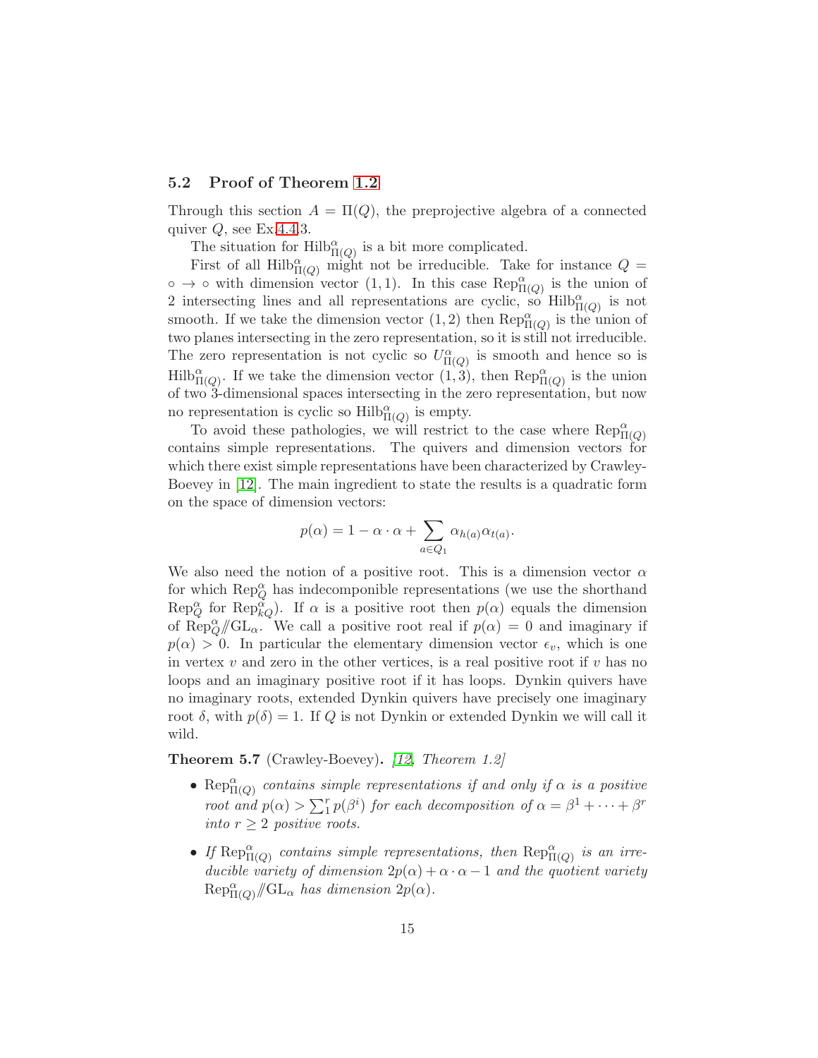### 5.2 Proof of Theorem 1.2

Through this section $A = \Pi(Q)$, the preprojective algebra of a connected quiver $Q$, see Ex.4.4.3.

The situation for $\mathrm{Hilb}^{\alpha}_{\Pi(Q)}$ is a bit more complicated.

First of all $\mathrm{Hilb}^{\alpha}_{\Pi(Q)}$ might not be irreducible. Take for instance $Q = \circ \to \circ$ with dimension vector $(1,1)$. In this case $\mathrm{Rep}^{\alpha}_{\Pi(Q)}$ is the union of 2 intersecting lines and all representations are cyclic, so $\mathrm{Hilb}^{\alpha}_{\Pi(Q)}$ is not smooth. If we take the dimension vector $(1,2)$ then $\mathrm{Rep}^{\alpha}_{\Pi(Q)}$ is the union of two planes intersecting in the zero representation, so it is still not irreducible. The zero representation is not cyclic so $U^{\alpha}_{\Pi(Q)}$ is smooth and hence so is $\mathrm{Hilb}^{\alpha}_{\Pi(Q)}$. If we take the dimension vector $(1,3)$, then $\mathrm{Rep}^{\alpha}_{\Pi(Q)}$ is the union of two 3-dimensional spaces intersecting in the zero representation, but now no representation is cyclic so $\mathrm{Hilb}^{\alpha}_{\Pi(Q)}$ is empty.

To avoid these pathologies, we will restrict to the case where $\mathrm{Rep}^{\alpha}_{\Pi(Q)}$ contains simple representations. The quivers and dimension vectors for which there exist simple representations have been characterized by Crawley-Boevey in [12]. The main ingredient to state the results is a quadratic form on the space of dimension vectors:

$$p(\alpha) = 1 - \alpha \cdot \alpha + \sum_{a \in Q_1} \alpha_{h(a)} \alpha_{t(a)}.$$

We also need the notion of a positive root. This is a dimension vector $\alpha$ for which $\mathrm{Rep}^{\alpha}_{Q}$ has indecomponible representations (we use the shorthand $\mathrm{Rep}^{\alpha}_{Q}$ for $\mathrm{Rep}^{\alpha}_{kQ}$). If $\alpha$ is a positive root then $p(\alpha)$ equals the dimension of $\mathrm{Rep}^{\alpha}_{Q}/\!\!/\mathrm{GL}_{\alpha}$. We call a positive root real if $p(\alpha) = 0$ and imaginary if $p(\alpha) > 0$. In particular the elementary dimension vector $\epsilon_v$, which is one in vertex $v$ and zero in the other vertices, is a real positive root if $v$ has no loops and an imaginary positive root if it has loops. Dynkin quivers have no imaginary roots, extended Dynkin quivers have precisely one imaginary root $\delta$, with $p(\delta) = 1$. If $Q$ is not Dynkin or extended Dynkin we will call it wild.

**Theorem 5.7** (Crawley-Boevey)**.** *[12, Theorem 1.2]*

- *$\mathrm{Rep}^{\alpha}_{\Pi(Q)}$ contains simple representations if and only if $\alpha$ is a positive root and $p(\alpha) > \sum_1^r p(\beta^i)$ for each decomposition of $\alpha = \beta^1 + \cdots + \beta^r$ into $r \geq 2$ positive roots.*
- *If $\mathrm{Rep}^{\alpha}_{\Pi(Q)}$ contains simple representations, then $\mathrm{Rep}^{\alpha}_{\Pi(Q)}$ is an irreducible variety of dimension $2p(\alpha) + \alpha \cdot \alpha - 1$ and the quotient variety $\mathrm{Rep}^{\alpha}_{\Pi(Q)}/\!\!/\mathrm{GL}_{\alpha}$ has dimension $2p(\alpha)$.*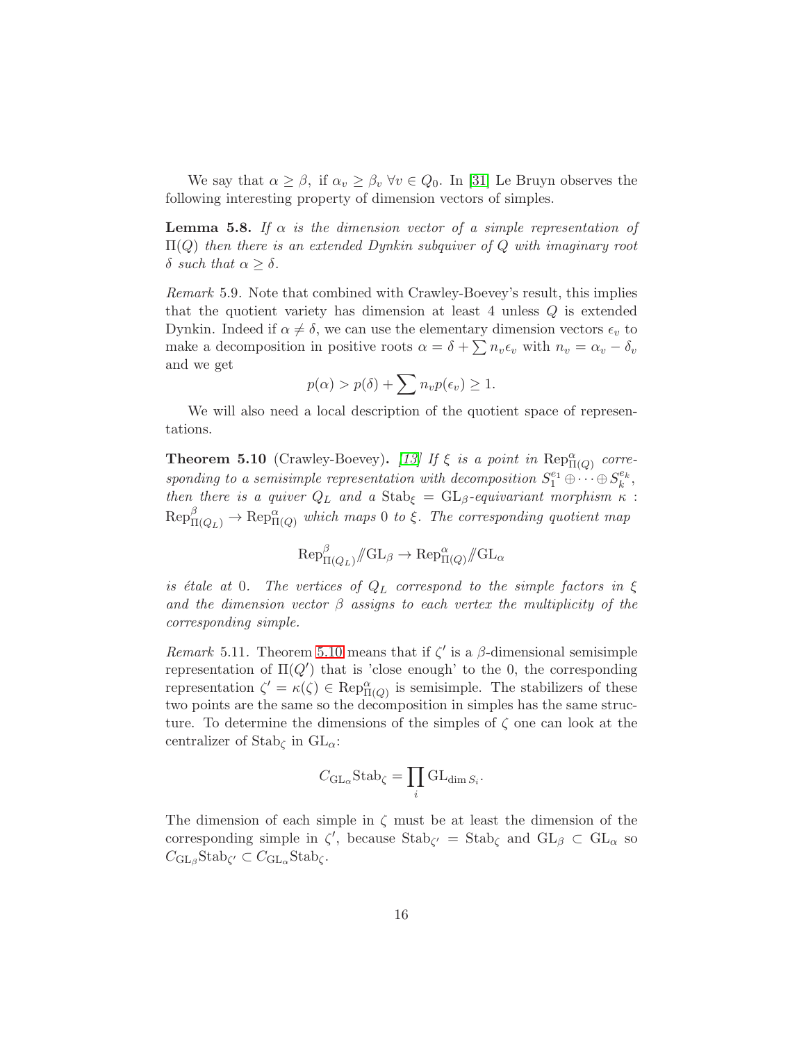We say that $\alpha \geq \beta$, if $\alpha_v \geq \beta_v \; \forall v \in Q_0$. In [31] Le Bruyn observes the following interesting property of dimension vectors of simples.

**Lemma 5.8.** *If $\alpha$ is the dimension vector of a simple representation of $\Pi(Q)$ then there is an extended Dynkin subquiver of $Q$ with imaginary root $\delta$ such that $\alpha \geq \delta$.*

*Remark* 5.9. Note that combined with Crawley-Boevey's result, this implies that the quotient variety has dimension at least 4 unless $Q$ is extended Dynkin. Indeed if $\alpha \neq \delta$, we can use the elementary dimension vectors $\epsilon_v$ to make a decomposition in positive roots $\alpha = \delta + \sum n_v \epsilon_v$ with $n_v = \alpha_v - \delta_v$ and we get

$$p(\alpha) > p(\delta) + \sum n_v p(\epsilon_v) \geq 1.$$

We will also need a local description of the quotient space of representations.

**Theorem 5.10** (Crawley-Boevey)**.** *[13] If $\xi$ is a point in $\mathrm{Rep}^{\alpha}_{\Pi(Q)}$ corresponding to a semisimple representation with decomposition $S_1^{e_1} \oplus \cdots \oplus S_k^{e_k}$, then there is a quiver $Q_L$ and a $\mathrm{Stab}_\xi = \mathrm{GL}_\beta$-equivariant morphism $\kappa : \mathrm{Rep}^{\beta}_{\Pi(Q_L)} \to \mathrm{Rep}^{\alpha}_{\Pi(Q)}$ which maps 0 to $\xi$. The corresponding quotient map*

$$\mathrm{Rep}^{\beta}_{\Pi(Q_L)} /\!\!/ \mathrm{GL}_\beta \to \mathrm{Rep}^{\alpha}_{\Pi(Q)} /\!\!/ \mathrm{GL}_\alpha$$

*is étale at 0. The vertices of $Q_L$ correspond to the simple factors in $\xi$ and the dimension vector $\beta$ assigns to each vertex the multiplicity of the corresponding simple.*

*Remark* 5.11. Theorem 5.10 means that if $\zeta'$ is a $\beta$-dimensional semisimple representation of $\Pi(Q')$ that is 'close enough' to the 0, the corresponding representation $\zeta' = \kappa(\zeta) \in \mathrm{Rep}^{\alpha}_{\Pi(Q)}$ is semisimple. The stabilizers of these two points are the same so the decomposition in simples has the same structure. To determine the dimensions of the simples of $\zeta$ one can look at the centralizer of $\mathrm{Stab}_\zeta$ in $\mathrm{GL}_\alpha$:

$$C_{\mathrm{GL}_\alpha} \mathrm{Stab}_\zeta = \prod_i \mathrm{GL}_{\dim S_i}.$$

The dimension of each simple in $\zeta$ must be at least the dimension of the corresponding simple in $\zeta'$, because $\mathrm{Stab}_{\zeta'} = \mathrm{Stab}_\zeta$ and $\mathrm{GL}_\beta \subset \mathrm{GL}_\alpha$ so $C_{\mathrm{GL}_\beta} \mathrm{Stab}_{\zeta'} \subset C_{\mathrm{GL}_\alpha} \mathrm{Stab}_\zeta$.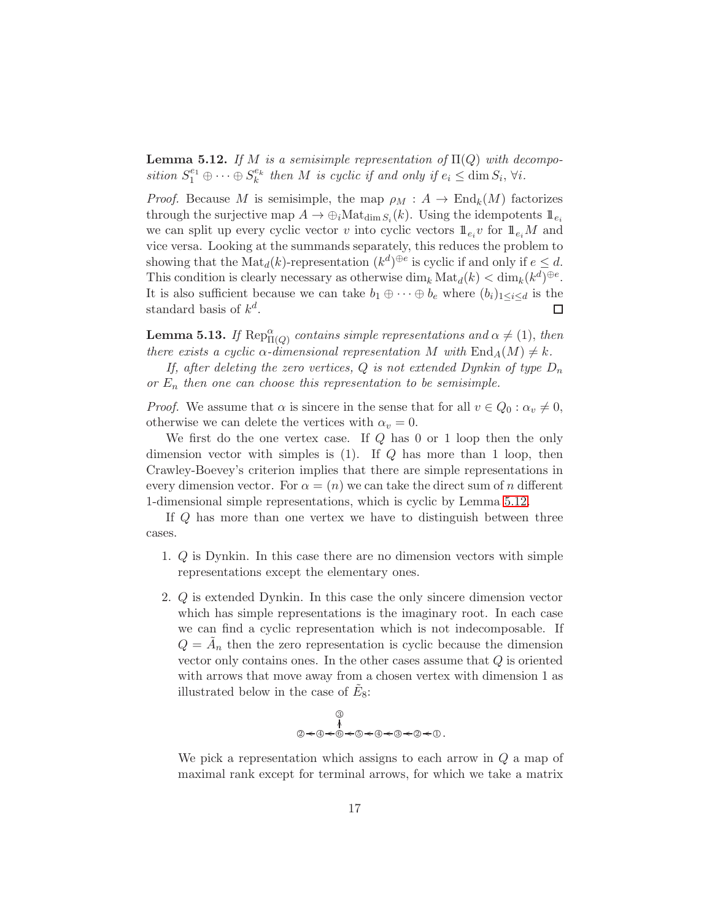**Lemma 5.12.** *If $M$ is a semisimple representation of $\Pi(Q)$ with decomposition $S_1^{e_1} \oplus \cdots \oplus S_k^{e_k}$ then $M$ is cyclic if and only if $e_i \le \dim S_i$, $\forall i$.*

*Proof.* Because $M$ is semisimple, the map $\rho_M : A \to \mathrm{End}_k(M)$ factorizes through the surjective map $A \to \oplus_i \mathrm{Mat}_{\dim S_i}(k)$. Using the idempotents $\mathbb{1}_{e_i}$ we can split up every cyclic vector $v$ into cyclic vectors $\mathbb{1}_{e_i} v$ for $\mathbb{1}_{e_i} M$ and vice versa. Looking at the summands separately, this reduces the problem to showing that the $\mathrm{Mat}_d(k)$-representation $(k^d)^{\oplus e}$ is cyclic if and only if $e \le d$. This condition is clearly necessary as otherwise $\dim_k \mathrm{Mat}_d(k) < \dim_k (k^d)^{\oplus e}$. It is also sufficient because we can take $b_1 \oplus \cdots \oplus b_e$ where $(b_i)_{1 \le i \le d}$ is the standard basis of $k^d$. $\square$

**Lemma 5.13.** *If $\mathrm{Rep}^{\alpha}_{\Pi(Q)}$ contains simple representations and $\alpha \neq (1)$, then there exists a cyclic $\alpha$-dimensional representation $M$ with $\mathrm{End}_A(M) \neq k$.*

*If, after deleting the zero vertices, $Q$ is not extended Dynkin of type $D_n$ or $E_n$ then one can choose this representation to be semisimple.*

*Proof.* We assume that $\alpha$ is sincere in the sense that for all $v \in Q_0 : \alpha_v \neq 0$, otherwise we can delete the vertices with $\alpha_v = 0$.

We first do the one vertex case. If $Q$ has 0 or 1 loop then the only dimension vector with simples is (1). If $Q$ has more than 1 loop, then Crawley-Boevey's criterion implies that there are simple representations in every dimension vector. For $\alpha = (n)$ we can take the direct sum of $n$ different 1-dimensional simple representations, which is cyclic by Lemma 5.12.

If $Q$ has more than one vertex we have to distinguish between three cases.

1. $Q$ is Dynkin. In this case there are no dimension vectors with simple representations except the elementary ones.

2. $Q$ is extended Dynkin. In this case the only sincere dimension vector which has simple representations is the imaginary root. In each case we can find a cyclic representation which is not indecomposable. If $Q = \tilde{A}_n$ then the zero representation is cyclic because the dimension vector only contains ones. In the other cases assume that $Q$ is oriented with arrows that move away from a chosen vertex with dimension 1 as illustrated below in the case of $\tilde{E}_8$:

$$\begin{array}{c} \quad\quad\;\; (3) \\ \quad\quad\;\; \uparrow \\ (2) \leftarrow (4) \leftarrow (6) \leftarrow (5) \leftarrow (4) \leftarrow (3) \leftarrow (2) \leftarrow (1). \end{array}$$

   We pick a representation which assigns to each arrow in $Q$ a map of maximal rank except for terminal arrows, for which we take a matrix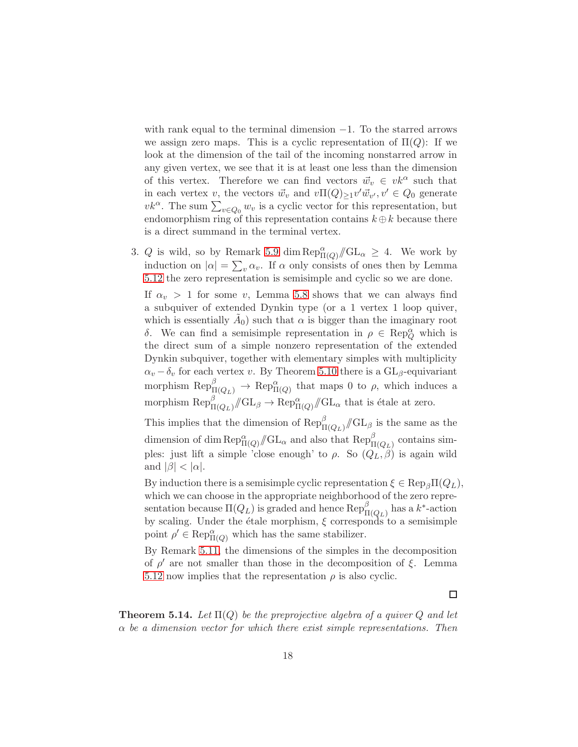with rank equal to the terminal dimension $-1$. To the starred arrows we assign zero maps. This is a cyclic representation of $\Pi(Q)$: If we look at the dimension of the tail of the incoming nonstarred arrow in any given vertex, we see that it is at least one less than the dimension of this vertex. Therefore we can find vectors $\vec{w}_v \in vk^\alpha$ such that in each vertex $v$, the vectors $\vec{w}_v$ and $v\Pi(Q)_{\geq 1}v'\vec{w}_{v'}, v' \in Q_0$ generate $vk^\alpha$. The sum $\sum_{v \in Q_0} w_v$ is a cyclic vector for this representation, but endomorphism ring of this representation contains $k \oplus k$ because there is a direct summand in the terminal vertex.

3. $Q$ is wild, so by Remark 5.9 $\dim \mathrm{Rep}^\alpha_{\Pi(Q)}/\!\!/\mathrm{GL}_\alpha \geq 4$. We work by induction on $|\alpha| = \sum_v \alpha_v$. If $\alpha$ only consists of ones then by Lemma 5.12 the zero representation is semisimple and cyclic so we are done.

   If $\alpha_v > 1$ for some $v$, Lemma 5.8 shows that we can always find a subquiver of extended Dynkin type (or a 1 vertex 1 loop quiver, which is essentially $\tilde{A}_0$) such that $\alpha$ is bigger than the imaginary root $\delta$. We can find a semisimple representation in $\rho \in \mathrm{Rep}^\alpha_Q$ which is the direct sum of a simple nonzero representation of the extended Dynkin subquiver, together with elementary simples with multiplicity $\alpha_v - \delta_v$ for each vertex $v$. By Theorem 5.10 there is a $\mathrm{GL}_\beta$-equivariant morphism $\mathrm{Rep}^\beta_{\Pi(Q_L)} \to \mathrm{Rep}^\alpha_{\Pi(Q)}$ that maps 0 to $\rho$, which induces a morphism $\mathrm{Rep}^\beta_{\Pi(Q_L)}/\!\!/\mathrm{GL}_\beta \to \mathrm{Rep}^\alpha_{\Pi(Q)}/\!\!/\mathrm{GL}_\alpha$ that is étale at zero.

   This implies that the dimension of $\mathrm{Rep}^\beta_{\Pi(Q_L)}/\!\!/\mathrm{GL}_\beta$ is the same as the dimension of $\dim \mathrm{Rep}^\alpha_{\Pi(Q)}/\!\!/\mathrm{GL}_\alpha$ and also that $\mathrm{Rep}^\beta_{\Pi(Q_L)}$ contains simples: just lift a simple 'close enough' to $\rho$. So $(Q_L, \beta)$ is again wild and $|\beta| < |\alpha|$.

   By induction there is a semisimple cyclic representation $\xi \in \mathrm{Rep}_\beta \Pi(Q_L)$, which we can choose in the appropriate neighborhood of the zero representation because $\Pi(Q_L)$ is graded and hence $\mathrm{Rep}^\beta_{\Pi(Q_L)}$ has a $k^*$-action by scaling. Under the étale morphism, $\xi$ corresponds to a semisimple point $\rho' \in \mathrm{Rep}^\alpha_{\Pi(Q)}$ which has the same stabilizer.

   By Remark 5.11, the dimensions of the simples in the decomposition of $\rho'$ are not smaller than those in the decomposition of $\xi$. Lemma 5.12 now implies that the representation $\rho$ is also cyclic.

□

**Theorem 5.14.** *Let $\Pi(Q)$ be the preprojective algebra of a quiver $Q$ and let $\alpha$ be a dimension vector for which there exist simple representations. Then*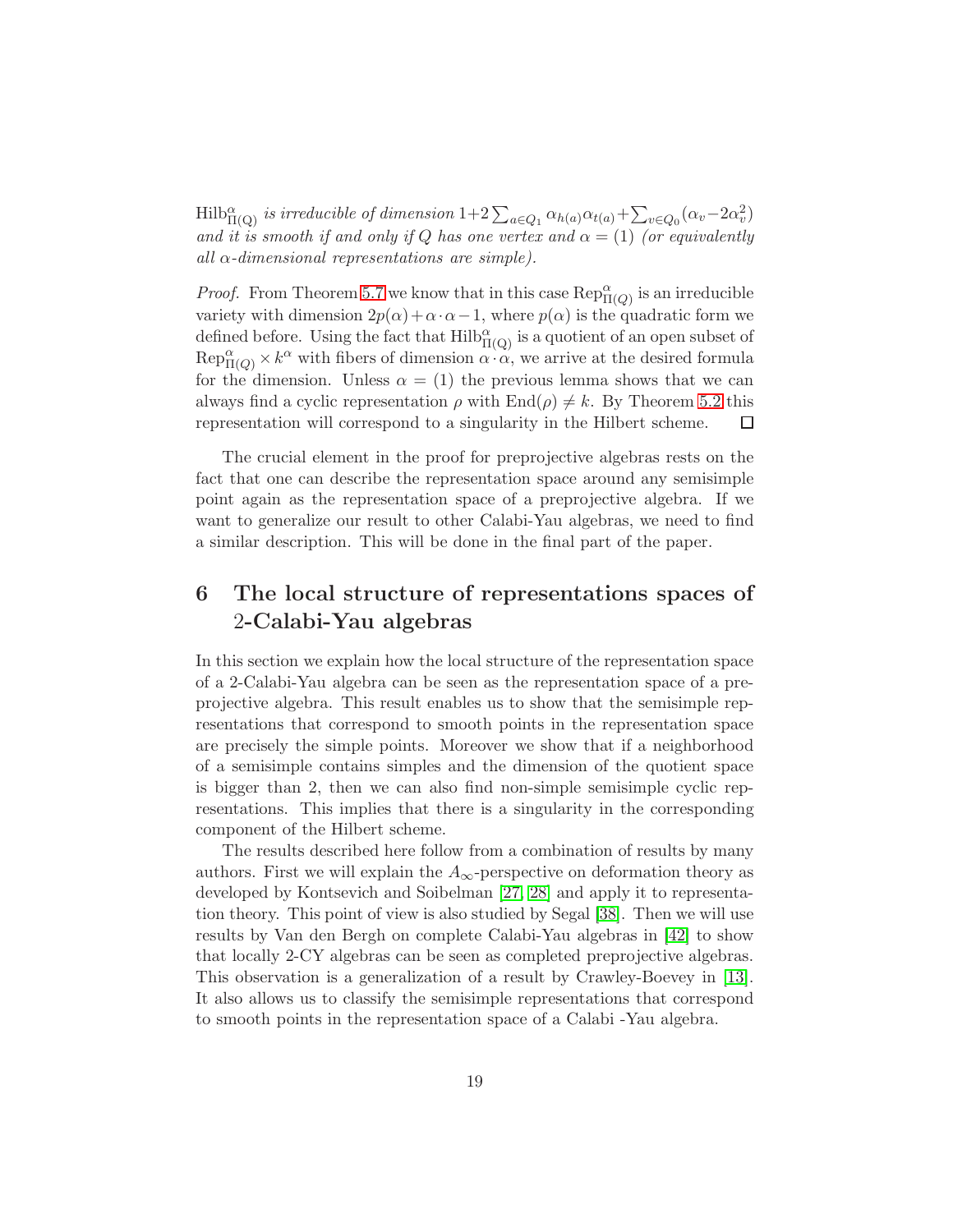$\mathrm{Hilb}^{\alpha}_{\Pi(\mathrm{Q})}$ *is irreducible of dimension* $1+2\sum_{a\in Q_1}\alpha_{h(a)}\alpha_{t(a)}+\sum_{v\in Q_0}(\alpha_v-2\alpha_v^2)$ *and it is smooth if and only if* $Q$ *has one vertex and* $\alpha=(1)$ *(or equivalently all* $\alpha$*-dimensional representations are simple).*

*Proof.* From Theorem 5.7 we know that in this case $\mathrm{Rep}^{\alpha}_{\Pi(Q)}$ is an irreducible variety with dimension $2p(\alpha)+\alpha\cdot\alpha-1$, where $p(\alpha)$ is the quadratic form we defined before. Using the fact that $\mathrm{Hilb}^{\alpha}_{\Pi(\mathrm{Q})}$ is a quotient of an open subset of $\mathrm{Rep}^{\alpha}_{\Pi(Q)}\times k^{\alpha}$ with fibers of dimension $\alpha\cdot\alpha$, we arrive at the desired formula for the dimension. Unless $\alpha=(1)$ the previous lemma shows that we can always find a cyclic representation $\rho$ with $\mathrm{End}(\rho)\neq k$. By Theorem 5.2 this representation will correspond to a singularity in the Hilbert scheme. □

The crucial element in the proof for preprojective algebras rests on the fact that one can describe the representation space around any semisimple point again as the representation space of a preprojective algebra. If we want to generalize our result to other Calabi-Yau algebras, we need to find a similar description. This will be done in the final part of the paper.

## 6 The local structure of representations spaces of 2-Calabi-Yau algebras

In this section we explain how the local structure of the representation space of a 2-Calabi-Yau algebra can be seen as the representation space of a preprojective algebra. This result enables us to show that the semisimple representations that correspond to smooth points in the representation space are precisely the simple points. Moreover we show that if a neighborhood of a semisimple contains simples and the dimension of the quotient space is bigger than 2, then we can also find non-simple semisimple cyclic representations. This implies that there is a singularity in the corresponding component of the Hilbert scheme.

The results described here follow from a combination of results by many authors. First we will explain the $A_\infty$-perspective on deformation theory as developed by Kontsevich and Soibelman [27, 28] and apply it to representation theory. This point of view is also studied by Segal [38]. Then we will use results by Van den Bergh on complete Calabi-Yau algebras in [42] to show that locally 2-CY algebras can be seen as completed preprojective algebras. This observation is a generalization of a result by Crawley-Boevey in [13]. It also allows us to classify the semisimple representations that correspond to smooth points in the representation space of a Calabi -Yau algebra.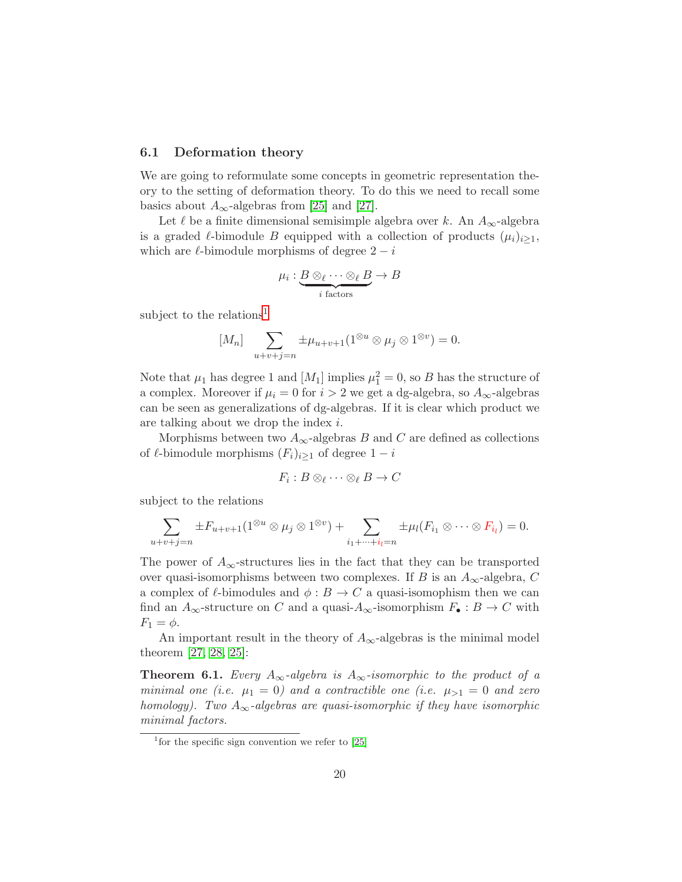### 6.1 Deformation theory

We are going to reformulate some concepts in geometric representation theory to the setting of deformation theory. To do this we need to recall some basics about $A_\infty$-algebras from [25] and [27].

Let $\ell$ be a finite dimensional semisimple algebra over $k$. An $A_\infty$-algebra is a graded $\ell$-bimodule $B$ equipped with a collection of products $(\mu_i)_{i\geq 1}$, which are $\ell$-bimodule morphisms of degree $2-i$

$$\mu_i : \underbrace{B \otimes_\ell \cdots \otimes_\ell B}_{i \text{ factors}} \to B$$

subject to the relations[1]

$$[M_n] \quad \sum_{u+v+j=n} \pm \mu_{u+v+1}(1^{\otimes u} \otimes \mu_j \otimes 1^{\otimes v}) = 0.$$

Note that $\mu_1$ has degree 1 and $[M_1]$ implies $\mu_1^2 = 0$, so $B$ has the structure of a complex. Moreover if $\mu_i = 0$ for $i > 2$ we get a dg-algebra, so $A_\infty$-algebras can be seen as generalizations of dg-algebras. If it is clear which product we are talking about we drop the index $i$.

Morphisms between two $A_\infty$-algebras $B$ and $C$ are defined as collections of $\ell$-bimodule morphisms $(F_i)_{i\geq 1}$ of degree $1-i$

$$F_i : B \otimes_\ell \cdots \otimes_\ell B \to C$$

subject to the relations

$$\sum_{u+v+j=n} \pm F_{u+v+1}(1^{\otimes u} \otimes \mu_j \otimes 1^{\otimes v}) + \sum_{i_1+\cdots+i_l=n} \pm \mu_l(F_{i_1} \otimes \cdots \otimes F_{i_l}) = 0.$$

The power of $A_\infty$-structures lies in the fact that they can be transported over quasi-isomorphisms between two complexes. If $B$ is an $A_\infty$-algebra, $C$ a complex of $\ell$-bimodules and $\phi : B \to C$ a quasi-isomophism then we can find an $A_\infty$-structure on $C$ and a quasi-$A_\infty$-isomorphism $F_\bullet : B \to C$ with $F_1 = \phi$.

An important result in the theory of $A_\infty$-algebras is the minimal model theorem [27, 28, 25]:

**Theorem 6.1.** *Every $A_\infty$-algebra is $A_\infty$-isomorphic to the product of a minimal one (i.e. $\mu_1 = 0$) and a contractible one (i.e. $\mu_{>1} = 0$ and zero homology). Two $A_\infty$-algebras are quasi-isomorphic if they have isomorphic minimal factors.*

---

[1] for the specific sign convention we refer to [25]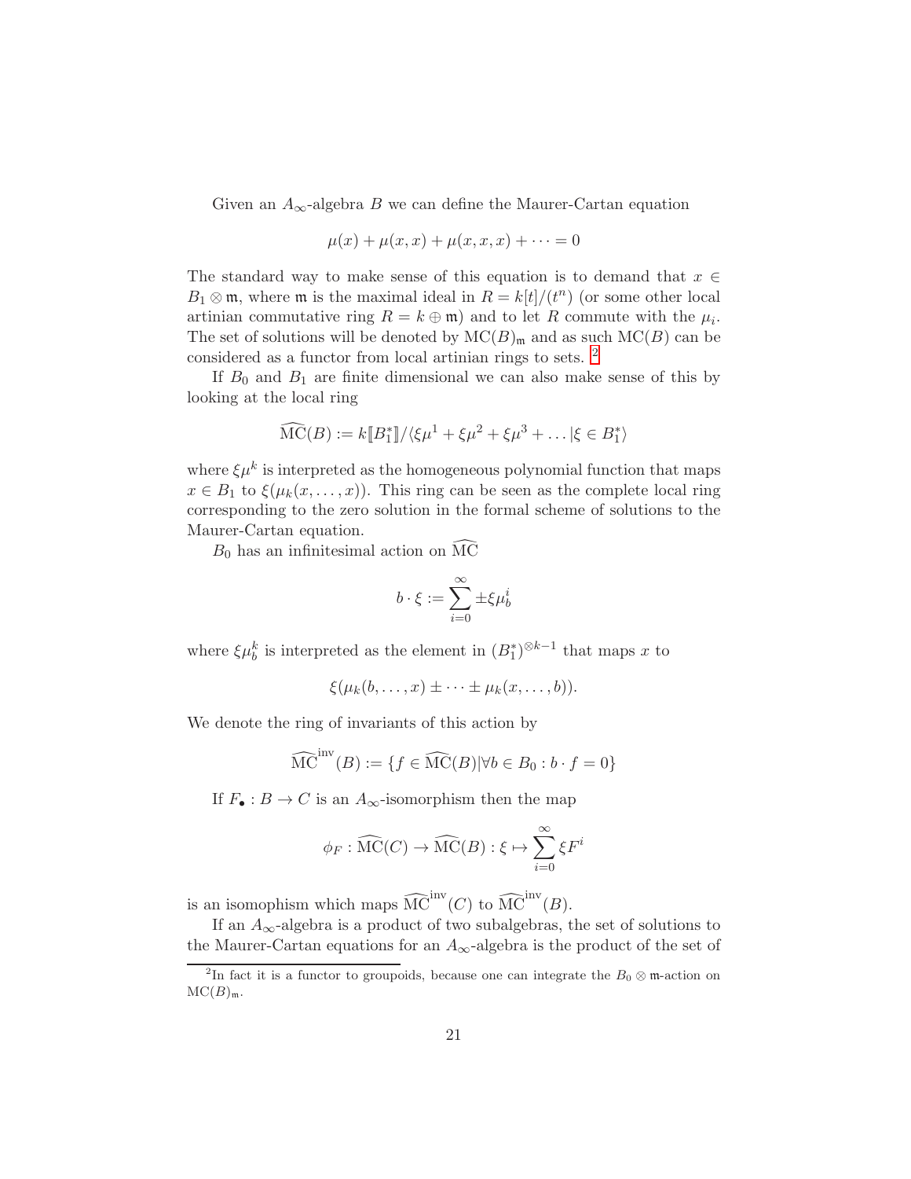Given an $A_\infty$-algebra $B$ we can define the Maurer-Cartan equation

$$\mu(x) + \mu(x,x) + \mu(x,x,x) + \cdots = 0$$

The standard way to make sense of this equation is to demand that $x \in B_1 \otimes \mathfrak{m}$, where $\mathfrak{m}$ is the maximal ideal in $R = k[t]/(t^n)$ (or some other local artinian commutative ring $R = k \oplus \mathfrak{m}$) and to let $R$ commute with the $\mu_i$. The set of solutions will be denoted by $\mathrm{MC}(B)_\mathfrak{m}$ and as such $\mathrm{MC}(B)$ can be considered as a functor from local artinian rings to sets. [2]

If $B_0$ and $B_1$ are finite dimensional we can also make sense of this by looking at the local ring

$$\widehat{\mathrm{MC}}(B) := k[\![B_1^*]\!]/\langle \xi\mu^1 + \xi\mu^2 + \xi\mu^3 + \dots | \xi \in B_1^* \rangle$$

where $\xi\mu^k$ is interpreted as the homogeneous polynomial function that maps $x \in B_1$ to $\xi(\mu_k(x, \dots, x))$. This ring can be seen as the complete local ring corresponding to the zero solution in the formal scheme of solutions to the Maurer-Cartan equation.

$B_0$ has an infinitesimal action on $\widehat{\mathrm{MC}}$

$$b \cdot \xi := \sum_{i=0}^{\infty} \pm \xi\mu_b^i$$

where $\xi\mu_b^k$ is interpreted as the element in $(B_1^*)^{\otimes k-1}$ that maps $x$ to

$$\xi(\mu_k(b, \dots, x) \pm \cdots \pm \mu_k(x, \dots, b)).$$

We denote the ring of invariants of this action by

$$\widehat{\mathrm{MC}}^{\mathrm{inv}}(B) := \{ f \in \widehat{\mathrm{MC}}(B) | \forall b \in B_0 : b \cdot f = 0 \}$$

If $F_\bullet : B \to C$ is an $A_\infty$-isomorphism then the map

$$\phi_F : \widehat{\mathrm{MC}}(C) \to \widehat{\mathrm{MC}}(B) : \xi \mapsto \sum_{i=0}^{\infty} \xi F^i$$

is an isomophism which maps $\widehat{\mathrm{MC}}^{\mathrm{inv}}(C)$ to $\widehat{\mathrm{MC}}^{\mathrm{inv}}(B)$.

If an $A_\infty$-algebra is a product of two subalgebras, the set of solutions to the Maurer-Cartan equations for an $A_\infty$-algebra is the product of the set of

[2] In fact it is a functor to groupoids, because one can integrate the $B_0 \otimes \mathfrak{m}$-action on $\mathrm{MC}(B)_\mathfrak{m}$.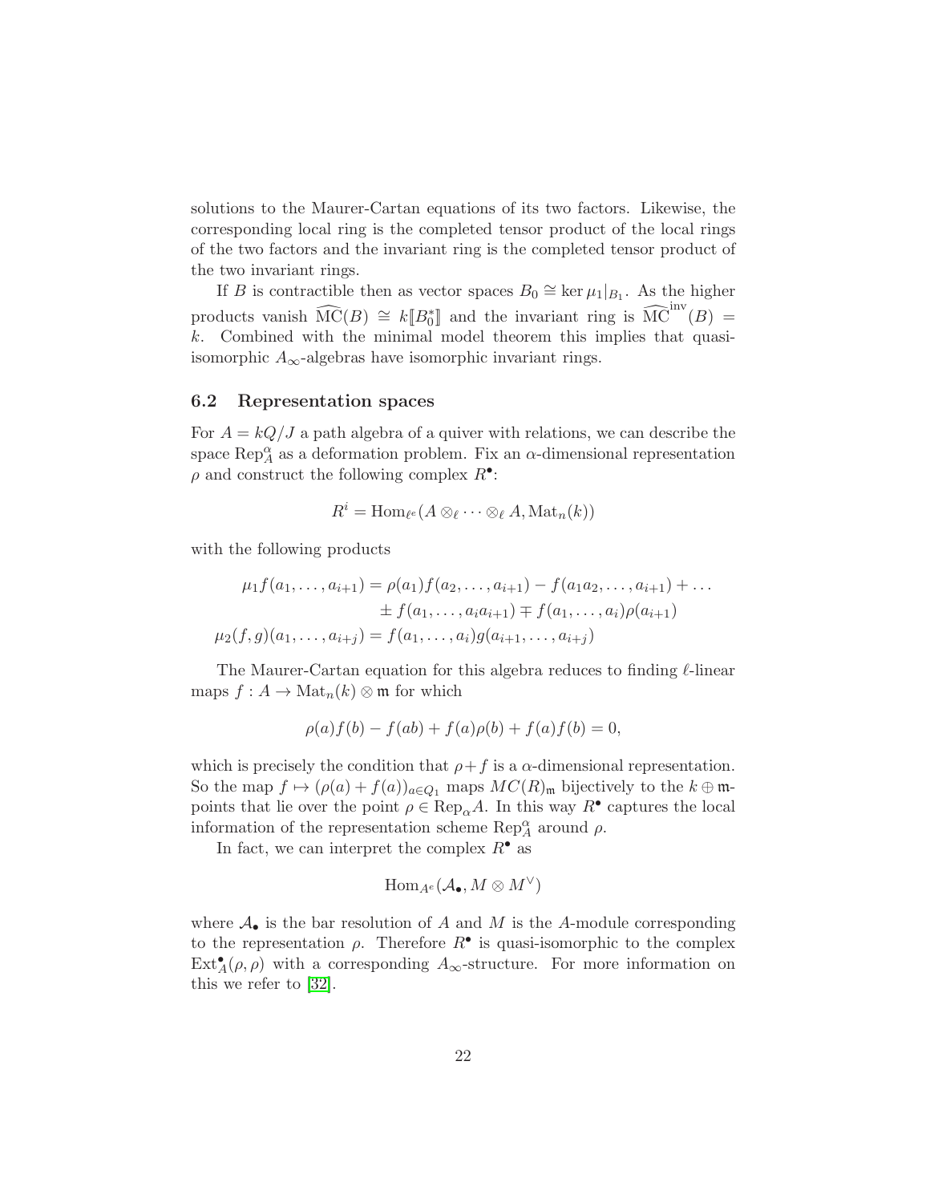solutions to the Maurer-Cartan equations of its two factors. Likewise, the corresponding local ring is the completed tensor product of the local rings of the two factors and the invariant ring is the completed tensor product of the two invariant rings.

If $B$ is contractible then as vector spaces $B_0 \cong \ker \mu_1|_{B_1}$. As the higher products vanish $\widehat{\mathrm{MC}}(B) \cong k[\![B_0^*]\!]$ and the invariant ring is $\widehat{\mathrm{MC}}^{\mathrm{inv}}(B) = k$. Combined with the minimal model theorem this implies that quasi-isomorphic $A_\infty$-algebras have isomorphic invariant rings.

### 6.2 Representation spaces

For $A = kQ/J$ a path algebra of a quiver with relations, we can describe the space $\mathrm{Rep}_A^\alpha$ as a deformation problem. Fix an $\alpha$-dimensional representation $\rho$ and construct the following complex $R^\bullet$:

$$R^i = \mathrm{Hom}_{\ell^e}(A \otimes_\ell \cdots \otimes_\ell A, \mathrm{Mat}_n(k))$$

with the following products

$$\begin{aligned}
\mu_1 f(a_1, \ldots, a_{i+1}) &= \rho(a_1) f(a_2, \ldots, a_{i+1}) - f(a_1 a_2, \ldots, a_{i+1}) + \ldots \\
&\quad \pm f(a_1, \ldots, a_i a_{i+1}) \mp f(a_1, \ldots, a_i)\rho(a_{i+1}) \\
\mu_2(f, g)(a_1, \ldots, a_{i+j}) &= f(a_1, \ldots, a_i) g(a_{i+1}, \ldots, a_{i+j})
\end{aligned}$$

The Maurer-Cartan equation for this algebra reduces to finding $\ell$-linear maps $f : A \to \mathrm{Mat}_n(k) \otimes \mathfrak{m}$ for which

$$\rho(a) f(b) - f(ab) + f(a)\rho(b) + f(a) f(b) = 0,$$

which is precisely the condition that $\rho + f$ is a $\alpha$-dimensional representation. So the map $f \mapsto (\rho(a) + f(a))_{a \in Q_1}$ maps $MC(R)_\mathfrak{m}$ bijectively to the $k \oplus \mathfrak{m}$-points that lie over the point $\rho \in \mathrm{Rep}_\alpha A$. In this way $R^\bullet$ captures the local information of the representation scheme $\mathrm{Rep}_A^\alpha$ around $\rho$.

In fact, we can interpret the complex $R^\bullet$ as

$$\mathrm{Hom}_{A^e}(\mathcal{A}_\bullet, M \otimes M^\vee)$$

where $\mathcal{A}_\bullet$ is the bar resolution of $A$ and $M$ is the $A$-module corresponding to the representation $\rho$. Therefore $R^\bullet$ is quasi-isomorphic to the complex $\mathrm{Ext}_A^\bullet(\rho, \rho)$ with a corresponding $A_\infty$-structure. For more information on this we refer to [32].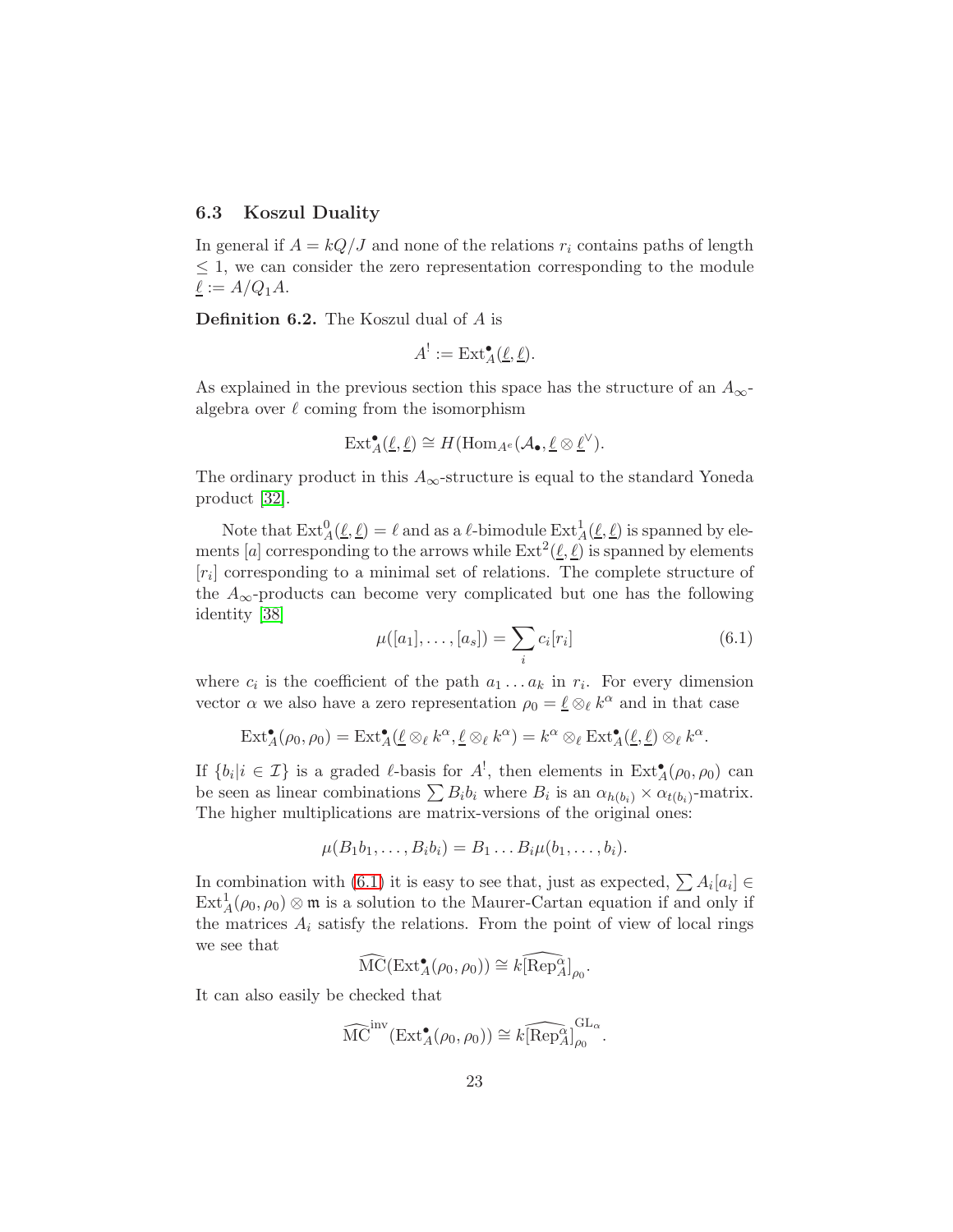### 6.3 Koszul Duality

In general if $A = kQ/J$ and none of the relations $r_i$ contains paths of length $\leq 1$, we can consider the zero representation corresponding to the module $\underline{\ell} := A/Q_1A$.

**Definition 6.2.** The Koszul dual of $A$ is

$$A^! := \mathrm{Ext}^\bullet_A(\underline{\ell}, \underline{\ell}).$$

As explained in the previous section this space has the structure of an $A_\infty$-algebra over $\ell$ coming from the isomorphism

$$\mathrm{Ext}^\bullet_A(\underline{\ell}, \underline{\ell}) \cong H(\mathrm{Hom}_{A^e}(\mathcal{A}_\bullet, \underline{\ell} \otimes \underline{\ell}^\vee).$$

The ordinary product in this $A_\infty$-structure is equal to the standard Yoneda product [32].

Note that $\mathrm{Ext}^0_A(\underline{\ell}, \underline{\ell}) = \ell$ and as a $\ell$-bimodule $\mathrm{Ext}^1_A(\underline{\ell}, \underline{\ell})$ is spanned by elements $[a]$ corresponding to the arrows while $\mathrm{Ext}^2(\underline{\ell}, \underline{\ell})$ is spanned by elements $[r_i]$ corresponding to a minimal set of relations. The complete structure of the $A_\infty$-products can become very complicated but one has the following identity [38]

$$\mu([a_1], \dots, [a_s]) = \sum_i c_i [r_i] \tag{6.1}$$

where $c_i$ is the coefficient of the path $a_1 \dots a_k$ in $r_i$. For every dimension vector $\alpha$ we also have a zero representation $\rho_0 = \underline{\ell} \otimes_\ell k^\alpha$ and in that case

$$\mathrm{Ext}^\bullet_A(\rho_0, \rho_0) = \mathrm{Ext}^\bullet_A(\underline{\ell} \otimes_\ell k^\alpha, \underline{\ell} \otimes_\ell k^\alpha) = k^\alpha \otimes_\ell \mathrm{Ext}^\bullet_A(\underline{\ell}, \underline{\ell}) \otimes_\ell k^\alpha.$$

If $\{b_i | i \in \mathcal{I}\}$ is a graded $\ell$-basis for $A^!$, then elements in $\mathrm{Ext}^\bullet_A(\rho_0, \rho_0)$ can be seen as linear combinations $\sum B_i b_i$ where $B_i$ is an $\alpha_{h(b_i)} \times \alpha_{t(b_i)}$-matrix. The higher multiplications are matrix-versions of the original ones:

$$\mu(B_1 b_1, \dots, B_i b_i) = B_1 \dots B_i \mu(b_1, \dots, b_i).$$

In combination with (6.1) it is easy to see that, just as expected, $\sum A_i[a_i] \in \mathrm{Ext}^1_A(\rho_0, \rho_0) \otimes \mathfrak{m}$ is a solution to the Maurer-Cartan equation if and only if the matrices $A_i$ satisfy the relations. From the point of view of local rings we see that

$$\widehat{\mathrm{MC}}(\mathrm{Ext}^\bullet_A(\rho_0, \rho_0)) \cong k\widehat{[\mathrm{Rep}^\alpha_A]}_{\rho_0}.$$

It can also easily be checked that

$$\widehat{\mathrm{MC}}^{\mathrm{inv}}(\mathrm{Ext}^\bullet_A(\rho_0, \rho_0)) \cong k\widehat{[\mathrm{Rep}^\alpha_A]}_{\rho_0}^{\mathrm{GL}_\alpha}.$$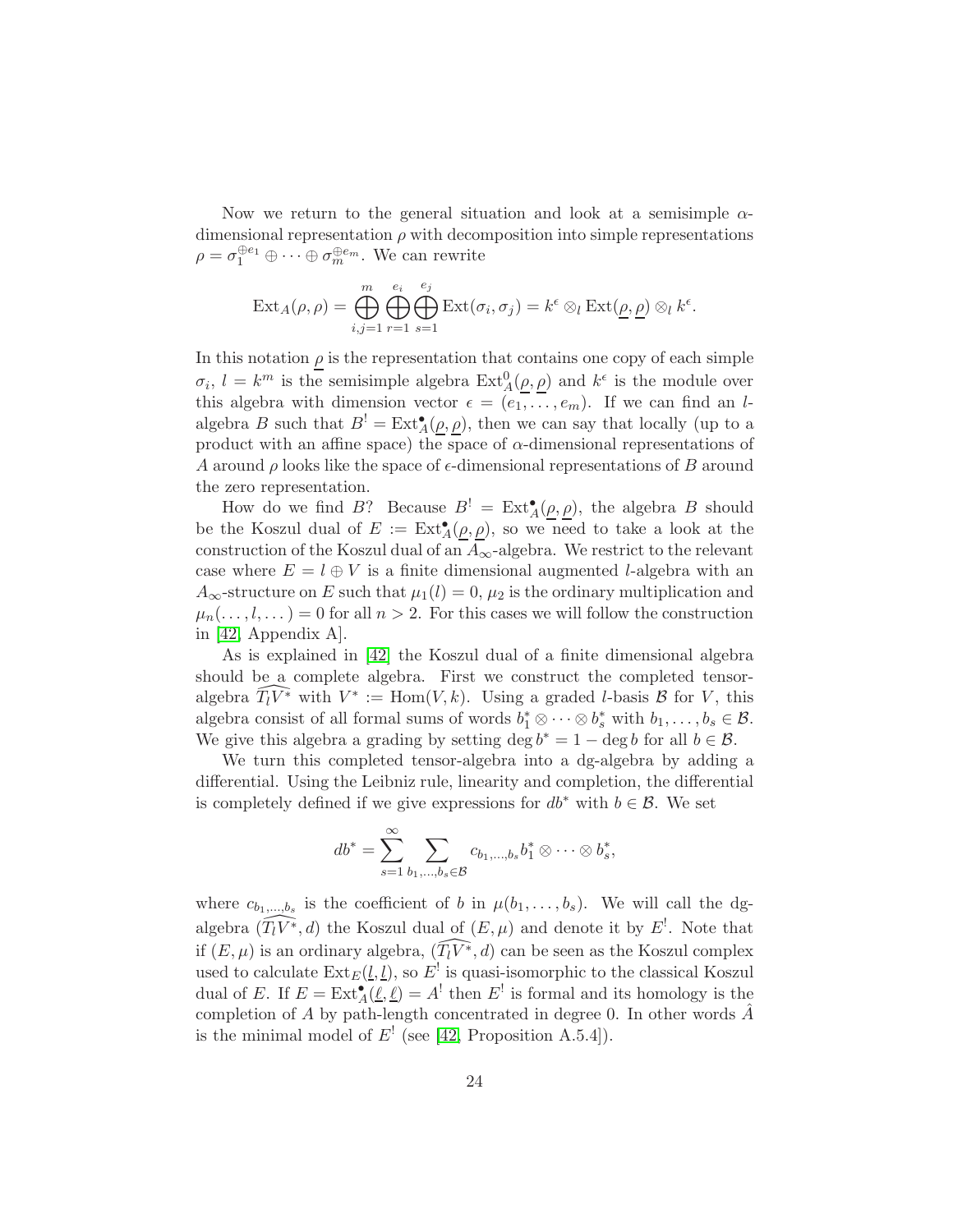Now we return to the general situation and look at a semisimple $\alpha$-dimensional representation $\rho$ with decomposition into simple representations $\rho = \sigma_1^{\oplus e_1} \oplus \cdots \oplus \sigma_m^{\oplus e_m}$. We can rewrite

$$\mathrm{Ext}_A(\rho, \rho) = \bigoplus_{i,j=1}^{m} \bigoplus_{r=1}^{e_i} \bigoplus_{s=1}^{e_j} \mathrm{Ext}(\sigma_i, \sigma_j) = k^{\epsilon} \otimes_l \mathrm{Ext}(\underline{\rho}, \underline{\rho}) \otimes_l k^{\epsilon}.$$

In this notation $\underline{\rho}$ is the representation that contains one copy of each simple $\sigma_i$, $l = k^m$ is the semisimple algebra $\mathrm{Ext}^0_A(\underline{\rho}, \underline{\rho})$ and $k^{\epsilon}$ is the module over this algebra with dimension vector $\epsilon = (e_1, \ldots, e_m)$. If we can find an $l$-algebra $B$ such that $B^! = \mathrm{Ext}^{\bullet}_A(\underline{\rho}, \underline{\rho})$, then we can say that locally (up to a product with an affine space) the space of $\alpha$-dimensional representations of $A$ around $\rho$ looks like the space of $\epsilon$-dimensional representations of $B$ around the zero representation.

How do we find $B$? Because $B^! = \mathrm{Ext}^{\bullet}_A(\underline{\rho}, \underline{\rho})$, the algebra $B$ should be the Koszul dual of $E := \mathrm{Ext}^{\bullet}_A(\underline{\rho}, \underline{\rho})$, so we need to take a look at the construction of the Koszul dual of an $A_\infty$-algebra. We restrict to the relevant case where $E = l \oplus V$ is a finite dimensional augmented $l$-algebra with an $A_\infty$-structure on $E$ such that $\mu_1(l) = 0$, $\mu_2$ is the ordinary multiplication and $\mu_n(\ldots, l, \ldots) = 0$ for all $n > 2$. For this cases we will follow the construction in [42, Appendix A].

As is explained in [42] the Koszul dual of a finite dimensional algebra should be a complete algebra. First we construct the completed tensor-algebra $\widehat{T_l V^*}$ with $V^* := \mathrm{Hom}(V, k)$. Using a graded $l$-basis $\mathcal{B}$ for $V$, this algebra consist of all formal sums of words $b_1^* \otimes \cdots \otimes b_s^*$ with $b_1, \ldots, b_s \in \mathcal{B}$. We give this algebra a grading by setting $\deg b^* = 1 - \deg b$ for all $b \in \mathcal{B}$.

We turn this completed tensor-algebra into a dg-algebra by adding a differential. Using the Leibniz rule, linearity and completion, the differential is completely defined if we give expressions for $db^*$ with $b \in \mathcal{B}$. We set

$$db^* = \sum_{s=1}^{\infty} \sum_{b_1, \ldots, b_s \in \mathcal{B}} c_{b_1, \ldots, b_s} b_1^* \otimes \cdots \otimes b_s^*,$$

where $c_{b_1, \ldots, b_s}$ is the coefficient of $b$ in $\mu(b_1, \ldots, b_s)$. We will call the dg-algebra $(\widehat{T_l V^*}, d)$ the Koszul dual of $(E, \mu)$ and denote it by $E^!$. Note that if $(E, \mu)$ is an ordinary algebra, $(\widehat{T_l V^*}, d)$ can be seen as the Koszul complex used to calculate $\mathrm{Ext}_E(\underline{l}, \underline{l})$, so $E^!$ is quasi-isomorphic to the classical Koszul dual of $E$. If $E = \mathrm{Ext}^{\bullet}_A(\underline{\ell}, \underline{\ell}) = A^!$ then $E^!$ is formal and its homology is the completion of $A$ by path-length concentrated in degree 0. In other words $\hat{A}$ is the minimal model of $E^!$ (see [42, Proposition A.5.4]).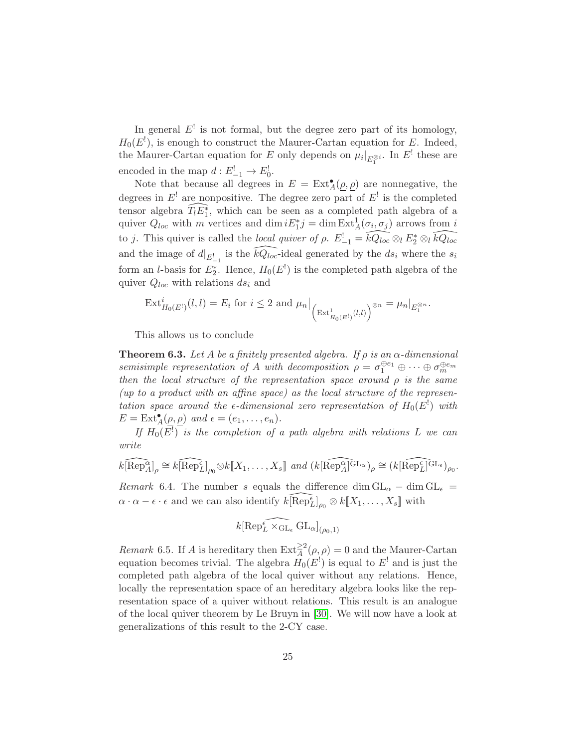In general $E^!$ is not formal, but the degree zero part of its homology, $H_0(E^!)$, is enough to construct the Maurer-Cartan equation for $E$. Indeed, the Maurer-Cartan equation for $E$ only depends on $\mu_i|_{E_1^{\otimes i}}$. In $E^!$ these are encoded in the map $d : E^!_{-1} \to E^!_0$.

Note that because all degrees in $E = \mathrm{Ext}^\bullet_A(\underline{\rho}, \underline{\rho})$ are nonnegative, the degrees in $E^!$ are nonpositive. The degree zero part of $E^!$ is the completed tensor algebra $\widehat{T_l E_1^*}$, which can be seen as a completed path algebra of a quiver $Q_{loc}$ with $m$ vertices and $\dim iE_1^* j = \dim \mathrm{Ext}^1_A(\sigma_i, \sigma_j)$ arrows from $i$ to $j$. This quiver is called the *local quiver of* $\rho$. $E^!_{-1} = \widehat{kQ_{loc}} \otimes_l E_2^* \otimes_l \widehat{kQ_{loc}}$ and the image of $d|_{E^!_{-1}}$ is the $\widehat{kQ_{loc}}$-ideal generated by the $ds_i$ where the $s_i$ form an $l$-basis for $E_2^*$. Hence, $H_0(E^!)$ is the completed path algebra of the quiver $Q_{loc}$ with relations $ds_i$ and

$$\mathrm{Ext}^i_{H_0(E^!)}(l,l) = E_i \text{ for } i \leq 2 \text{ and } \mu_n\big|_{\left(\mathrm{Ext}^1_{H_0(E^!)}(l,l)\right)^{\otimes n}} = \mu_n|_{E_1^{\otimes n}}.$$

This allows us to conclude

**Theorem 6.3.** *Let $A$ be a finitely presented algebra. If $\rho$ is an $\alpha$-dimensional semisimple representation of $A$ with decomposition $\rho = \sigma_1^{\oplus e_1} \oplus \cdots \oplus \sigma_m^{\oplus e_m}$ then the local structure of the representation space around $\rho$ is the same (up to a product with an affine space) as the local structure of the representation space around the $\epsilon$-dimensional zero representation of $H_0(E^!)$ with $E = \mathrm{Ext}^\bullet_A(\underline{\rho}, \underline{\rho})$ and $\epsilon = (e_1, \ldots, e_n)$.*

*If $H_0(E^!)$ is the completion of a path algebra with relations $L$ we can write*

$$\widehat{k[\mathrm{Rep}^\alpha_A]}_\rho \cong \widehat{k[\mathrm{Rep}^\epsilon_L]}_{\rho_0} \otimes k[\![X_1, \ldots, X_s]\!] \text{ and } (\widehat{k[\mathrm{Rep}^\alpha_A]^{\mathrm{GL}_\alpha}})_\rho \cong (\widehat{k[\mathrm{Rep}^\epsilon_L]^{\mathrm{GL}_\epsilon}})_{\rho_0}.$$

*Remark* 6.4. The number $s$ equals the difference $\dim \mathrm{GL}_\alpha - \dim \mathrm{GL}_\epsilon = \alpha \cdot \alpha - \epsilon \cdot \epsilon$ and we can also identify $\widehat{k[\mathrm{Rep}^\epsilon_L]}_{\rho_0} \otimes k[\![X_1, \ldots, X_s]\!]$ with

$$\widehat{k[\mathrm{Rep}^\epsilon_L \times_{\mathrm{GL}_\epsilon} \mathrm{GL}_\alpha]}_{(\rho_0, 1)}$$

*Remark* 6.5. If $A$ is hereditary then $\mathrm{Ext}^{\geq 2}_A(\rho, \rho) = 0$ and the Maurer-Cartan equation becomes trivial. The algebra $H_0(E^!)$ is equal to $E^!$ and is just the completed path algebra of the local quiver without any relations. Hence, locally the representation space of an hereditary algebra looks like the representation space of a quiver without relations. This result is an analogue of the local quiver theorem by Le Bruyn in [30]. We will now have a look at generalizations of this result to the 2-CY case.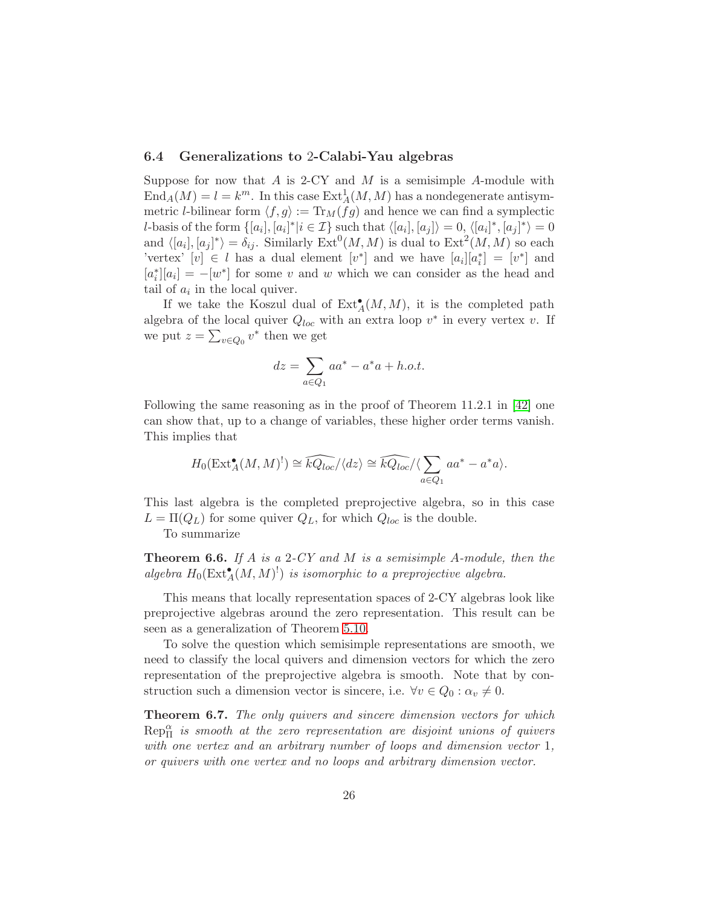### 6.4 Generalizations to 2-Calabi-Yau algebras

Suppose for now that $A$ is 2-CY and $M$ is a semisimple $A$-module with $\mathrm{End}_A(M) = l = k^m$. In this case $\mathrm{Ext}^1_A(M,M)$ has a nondegenerate antisymmetric $l$-bilinear form $\langle f, g\rangle := \mathrm{Tr}_M(fg)$ and hence we can find a symplectic $l$-basis of the form $\{[a_i], [a_i]^* | i \in \mathcal{I}\}$ such that $\langle [a_i], [a_j]\rangle = 0$, $\langle [a_i]^*, [a_j]^*\rangle = 0$ and $\langle [a_i], [a_j]^*\rangle = \delta_{ij}$. Similarly $\mathrm{Ext}^0(M,M)$ is dual to $\mathrm{Ext}^2(M,M)$ so each 'vertex' $[v] \in l$ has a dual element $[v^*]$ and we have $[a_i][a_i^*] = [v^*]$ and $[a_i^*][a_i] = -[w^*]$ for some $v$ and $w$ which we can consider as the head and tail of $a_i$ in the local quiver.

If we take the Koszul dual of $\mathrm{Ext}^\bullet_A(M,M)$, it is the completed path algebra of the local quiver $Q_{loc}$ with an extra loop $v^*$ in every vertex $v$. If we put $z = \sum_{v\in Q_0} v^*$ then we get

$$dz = \sum_{a\in Q_1} aa^* - a^*a + h.o.t.$$

Following the same reasoning as in the proof of Theorem 11.2.1 in [42] one can show that, up to a change of variables, these higher order terms vanish. This implies that

$$H_0(\mathrm{Ext}^\bullet_A(M,M)^!) \cong \widehat{kQ_{loc}}/\langle dz\rangle \cong \widehat{kQ_{loc}}/\langle \sum_{a\in Q_1} aa^* - a^*a\rangle.$$

This last algebra is the completed preprojective algebra, so in this case $L = \Pi(Q_L)$ for some quiver $Q_L$, for which $Q_{loc}$ is the double.

To summarize

**Theorem 6.6.** *If $A$ is a 2-CY and $M$ is a semisimple $A$-module, then the algebra $H_0(\mathrm{Ext}^\bullet_A(M,M)^!)$ is isomorphic to a preprojective algebra.*

This means that locally representation spaces of 2-CY algebras look like preprojective algebras around the zero representation. This result can be seen as a generalization of Theorem 5.10.

To solve the question which semisimple representations are smooth, we need to classify the local quivers and dimension vectors for which the zero representation of the preprojective algebra is smooth. Note that by construction such a dimension vector is sincere, i.e. $\forall v \in Q_0 : \alpha_v \neq 0$.

**Theorem 6.7.** *The only quivers and sincere dimension vectors for which $\mathrm{Rep}^\alpha_\Pi$ is smooth at the zero representation are disjoint unions of quivers with one vertex and an arbitrary number of loops and dimension vector 1, or quivers with one vertex and no loops and arbitrary dimension vector.*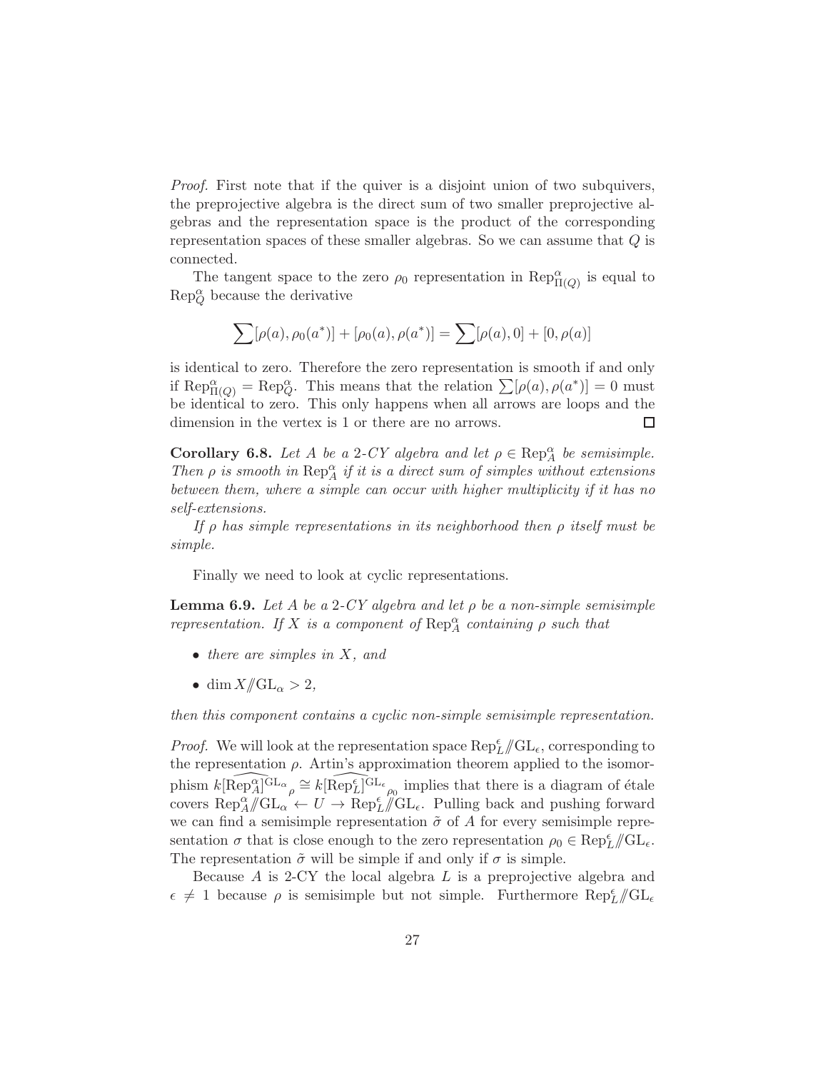*Proof.* First note that if the quiver is a disjoint union of two subquivers, the preprojective algebra is the direct sum of two smaller preprojective algebras and the representation space is the product of the corresponding representation spaces of these smaller algebras. So we can assume that $Q$ is connected.

The tangent space to the zero $\rho_0$ representation in $\mathrm{Rep}^\alpha_{\Pi(Q)}$ is equal to $\mathrm{Rep}^\alpha_Q$ because the derivative

$$\sum [\rho(a), \rho_0(a^*)] + [\rho_0(a), \rho(a^*)] = \sum [\rho(a), 0] + [0, \rho(a)]$$

is identical to zero. Therefore the zero representation is smooth if and only if $\mathrm{Rep}^\alpha_{\Pi(Q)} = \mathrm{Rep}^\alpha_Q$. This means that the relation $\sum [\rho(a), \rho(a^*)] = 0$ must be identical to zero. This only happens when all arrows are loops and the dimension in the vertex is 1 or there are no arrows. $\square$

**Corollary 6.8.** *Let $A$ be a 2-CY algebra and let $\rho \in \mathrm{Rep}^\alpha_A$ be semisimple. Then $\rho$ is smooth in $\mathrm{Rep}^\alpha_A$ if it is a direct sum of simples without extensions between them, where a simple can occur with higher multiplicity if it has no self-extensions.*

*If $\rho$ has simple representations in its neighborhood then $\rho$ itself must be simple.*

Finally we need to look at cyclic representations.

**Lemma 6.9.** *Let $A$ be a 2-CY algebra and let $\rho$ be a non-simple semisimple representation. If $X$ is a component of $\mathrm{Rep}^\alpha_A$ containing $\rho$ such that*

- *there are simples in $X$, and*
- $\dim X /\!\!/ \mathrm{GL}_\alpha > 2$*,*

*then this component contains a cyclic non-simple semisimple representation.*

*Proof.* We will look at the representation space $\mathrm{Rep}^\epsilon_L /\!\!/ \mathrm{GL}_\epsilon$, corresponding to the representation $\rho$. Artin's approximation theorem applied to the isomorphism $\widehat{k[\mathrm{Rep}^\alpha_A]^{\mathrm{GL}_\alpha}}_\rho \cong \widehat{k[\mathrm{Rep}^\epsilon_L]^{\mathrm{GL}_\epsilon}}_{\rho_0}$ implies that there is a diagram of étale covers $\mathrm{Rep}^\alpha_A /\!\!/ \mathrm{GL}_\alpha \leftarrow U \rightarrow \mathrm{Rep}^\epsilon_L /\!\!/ \mathrm{GL}_\epsilon$. Pulling back and pushing forward we can find a semisimple representation $\tilde{\sigma}$ of $A$ for every semisimple representation $\sigma$ that is close enough to the zero representation $\rho_0 \in \mathrm{Rep}^\epsilon_L /\!\!/ \mathrm{GL}_\epsilon$. The representation $\tilde{\sigma}$ will be simple if and only if $\sigma$ is simple.

Because $A$ is 2-CY the local algebra $L$ is a preprojective algebra and $\epsilon \neq 1$ because $\rho$ is semisimple but not simple. Furthermore $\mathrm{Rep}^\epsilon_L /\!\!/ \mathrm{GL}_\epsilon$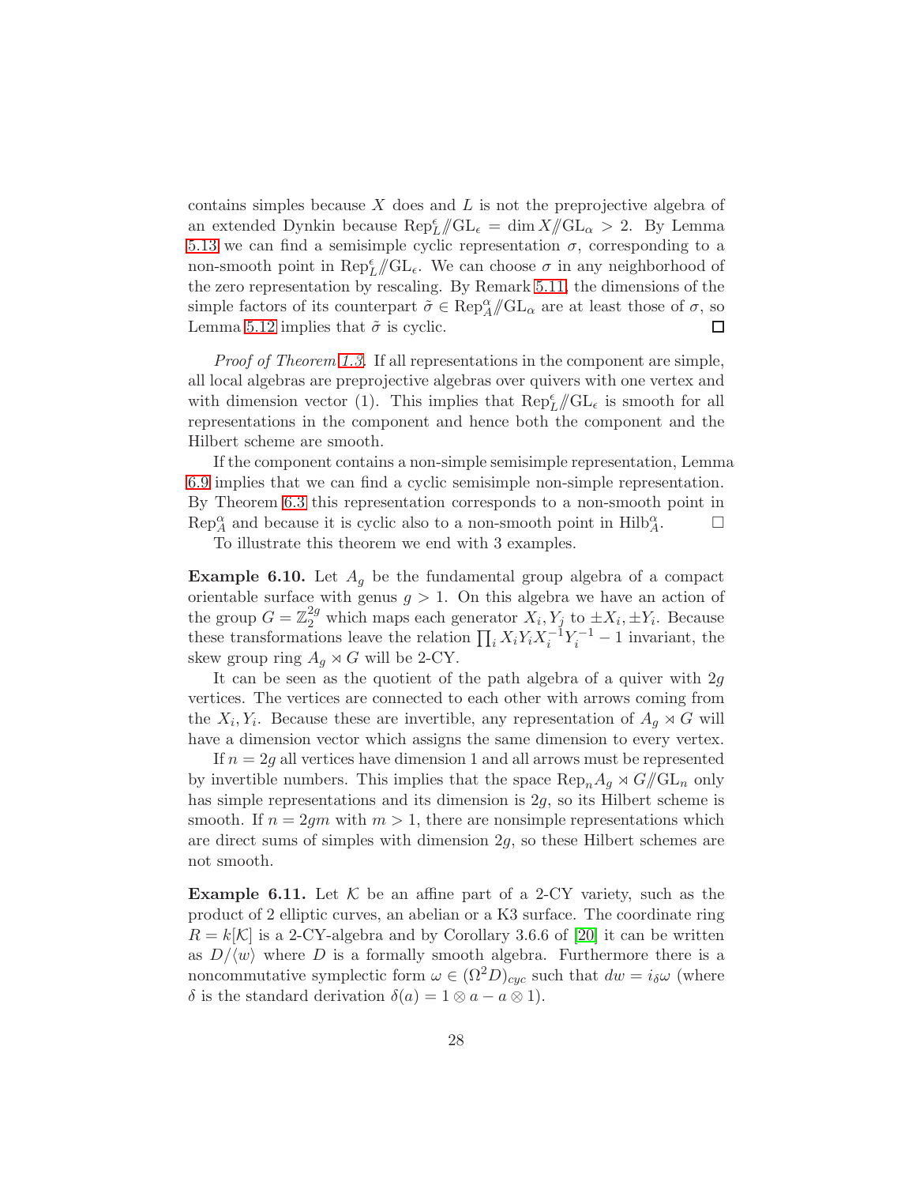contains simples because $X$ does and $L$ is not the preprojective algebra of an extended Dynkin because $\mathrm{Rep}^{\epsilon}_{L}/\!\!/\mathrm{GL}_{\epsilon} = \dim X/\!\!/\mathrm{GL}_{\alpha} > 2$. By Lemma 5.13 we can find a semisimple cyclic representation $\sigma$, corresponding to a non-smooth point in $\mathrm{Rep}^{\epsilon}_{L}/\!\!/\mathrm{GL}_{\epsilon}$. We can choose $\sigma$ in any neighborhood of the zero representation by rescaling. By Remark 5.11, the dimensions of the simple factors of its counterpart $\tilde{\sigma} \in \mathrm{Rep}^{\alpha}_{A}/\!\!/\mathrm{GL}_{\alpha}$ are at least those of $\sigma$, so Lemma 5.12 implies that $\tilde{\sigma}$ is cyclic. $\blacksquare$

*Proof of Theorem 1.3.* If all representations in the component are simple, all local algebras are preprojective algebras over quivers with one vertex and with dimension vector (1). This implies that $\mathrm{Rep}^{\epsilon}_{L}/\!\!/\mathrm{GL}_{\epsilon}$ is smooth for all representations in the component and hence both the component and the Hilbert scheme are smooth.

If the component contains a non-simple semisimple representation, Lemma 6.9 implies that we can find a cyclic semisimple non-simple representation. By Theorem 6.3 this representation corresponds to a non-smooth point in $\mathrm{Rep}^{\alpha}_{A}$ and because it is cyclic also to a non-smooth point in $\mathrm{Hilb}^{\alpha}_{A}$. $\square$

To illustrate this theorem we end with 3 examples.

**Example 6.10.** Let $A_g$ be the fundamental group algebra of a compact orientable surface with genus $g > 1$. On this algebra we have an action of the group $G = \mathbb{Z}_2^{2g}$ which maps each generator $X_i, Y_j$ to $\pm X_i, \pm Y_i$. Because these transformations leave the relation $\prod_i X_i Y_i X_i^{-1} Y_i^{-1} - 1$ invariant, the skew group ring $A_g \rtimes G$ will be 2-CY.

It can be seen as the quotient of the path algebra of a quiver with $2g$ vertices. The vertices are connected to each other with arrows coming from the $X_i, Y_i$. Because these are invertible, any representation of $A_g \rtimes G$ will have a dimension vector which assigns the same dimension to every vertex.

If $n = 2g$ all vertices have dimension 1 and all arrows must be represented by invertible numbers. This implies that the space $\mathrm{Rep}_n A_g \rtimes G/\!\!/\mathrm{GL}_n$ only has simple representations and its dimension is $2g$, so its Hilbert scheme is smooth. If $n = 2gm$ with $m > 1$, there are nonsimple representations which are direct sums of simples with dimension $2g$, so these Hilbert schemes are not smooth.

**Example 6.11.** Let $\mathcal{K}$ be an affine part of a 2-CY variety, such as the product of 2 elliptic curves, an abelian or a K3 surface. The coordinate ring $R = k[\mathcal{K}]$ is a 2-CY-algebra and by Corollary 3.6.6 of [20] it can be written as $D/\langle w \rangle$ where $D$ is a formally smooth algebra. Furthermore there is a noncommutative symplectic form $\omega \in (\Omega^2 D)_{cyc}$ such that $dw = i_{\delta}\omega$ (where $\delta$ is the standard derivation $\delta(a) = 1 \otimes a - a \otimes 1$).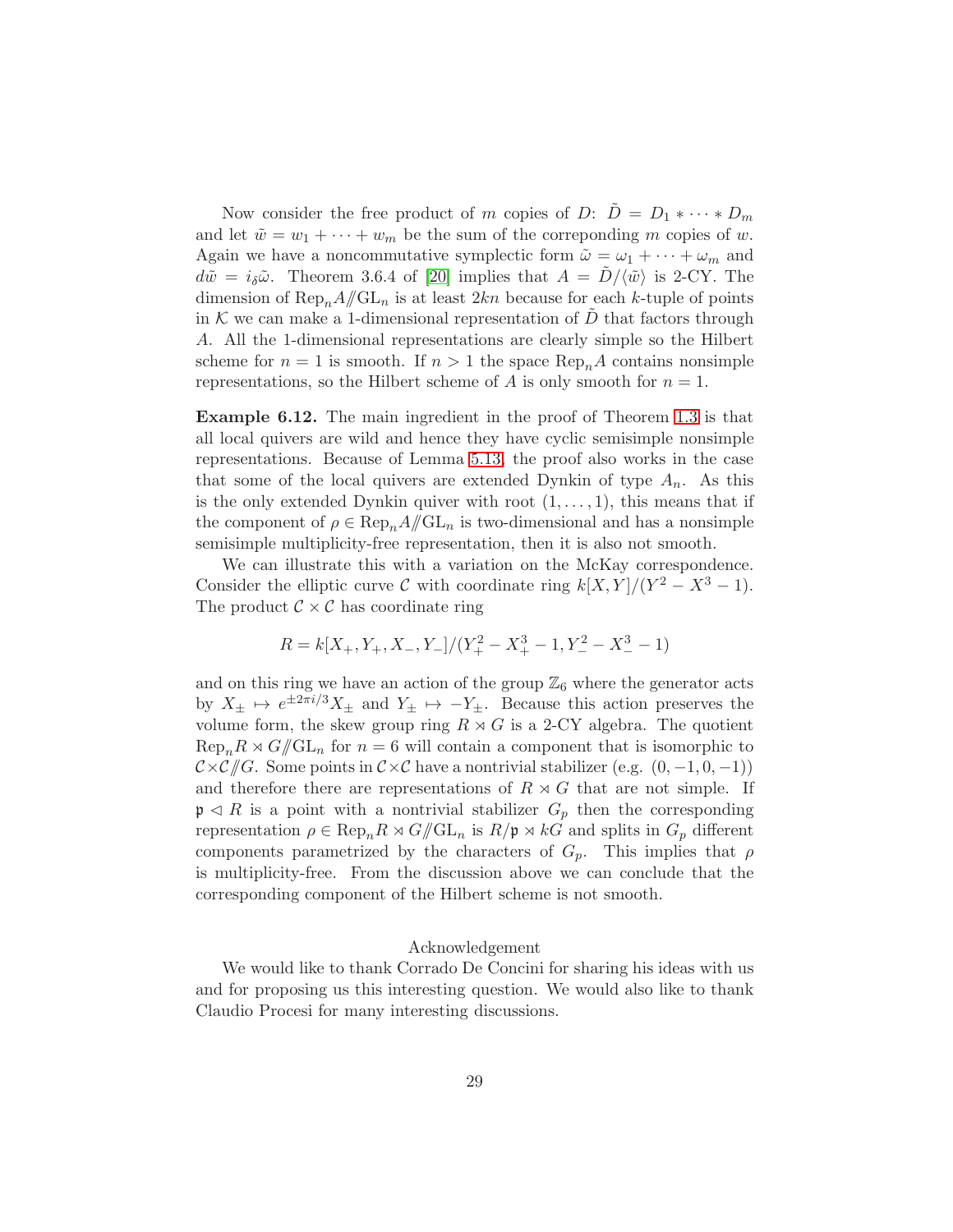Now consider the free product of $m$ copies of $D$: $\tilde{D} = D_1 * \cdots * D_m$ and let $\tilde{w} = w_1 + \cdots + w_m$ be the sum of the correponding $m$ copies of $w$. Again we have a noncommutative symplectic form $\tilde{\omega} = \omega_1 + \cdots + \omega_m$ and $d\tilde{w} = i_\delta \tilde{\omega}$. Theorem 3.6.4 of [20] implies that $A = \tilde{D}/\langle \tilde{w} \rangle$ is 2-CY. The dimension of $\mathrm{Rep}_n A /\!\!/ \mathrm{GL}_n$ is at least $2kn$ because for each $k$-tuple of points in $\mathcal{K}$ we can make a 1-dimensional representation of $\tilde{D}$ that factors through $A$. All the 1-dimensional representations are clearly simple so the Hilbert scheme for $n = 1$ is smooth. If $n > 1$ the space $\mathrm{Rep}_n A$ contains nonsimple representations, so the Hilbert scheme of $A$ is only smooth for $n = 1$.

**Example 6.12.** The main ingredient in the proof of Theorem 1.3 is that all local quivers are wild and hence they have cyclic semisimple nonsimple representations. Because of Lemma 5.13, the proof also works in the case that some of the local quivers are extended Dynkin of type $A_n$. As this is the only extended Dynkin quiver with root $(1, \ldots, 1)$, this means that if the component of $\rho \in \mathrm{Rep}_n A /\!\!/ \mathrm{GL}_n$ is two-dimensional and has a nonsimple semisimple multiplicity-free representation, then it is also not smooth.

We can illustrate this with a variation on the McKay correspondence. Consider the elliptic curve $\mathcal{C}$ with coordinate ring $k[X, Y]/(Y^2 - X^3 - 1)$. The product $\mathcal{C} \times \mathcal{C}$ has coordinate ring

$$R = k[X_+, Y_+, X_-, Y_-]/(Y_+^2 - X_+^3 - 1, Y_-^2 - X_-^3 - 1)$$

and on this ring we have an action of the group $\mathbb{Z}_6$ where the generator acts by $X_\pm \mapsto e^{\pm 2\pi i/3} X_\pm$ and $Y_\pm \mapsto -Y_\pm$. Because this action preserves the volume form, the skew group ring $R \rtimes G$ is a 2-CY algebra. The quotient $\mathrm{Rep}_n R \rtimes G /\!\!/ \mathrm{GL}_n$ for $n = 6$ will contain a component that is isomorphic to $\mathcal{C} \times \mathcal{C} /\!\!/ G$. Some points in $\mathcal{C} \times \mathcal{C}$ have a nontrivial stabilizer (e.g. $(0, -1, 0, -1)$) and therefore there are representations of $R \rtimes G$ that are not simple. If $\mathfrak{p} \lhd R$ is a point with a nontrivial stabilizer $G_p$ then the corresponding representation $\rho \in \mathrm{Rep}_n R \rtimes G /\!\!/ \mathrm{GL}_n$ is $R/\mathfrak{p} \rtimes kG$ and splits in $G_p$ different components parametrized by the characters of $G_p$. This implies that $\rho$ is multiplicity-free. From the discussion above we can conclude that the corresponding component of the Hilbert scheme is not smooth.

## Acknowledgement

We would like to thank Corrado De Concini for sharing his ideas with us and for proposing us this interesting question. We would also like to thank Claudio Procesi for many interesting discussions.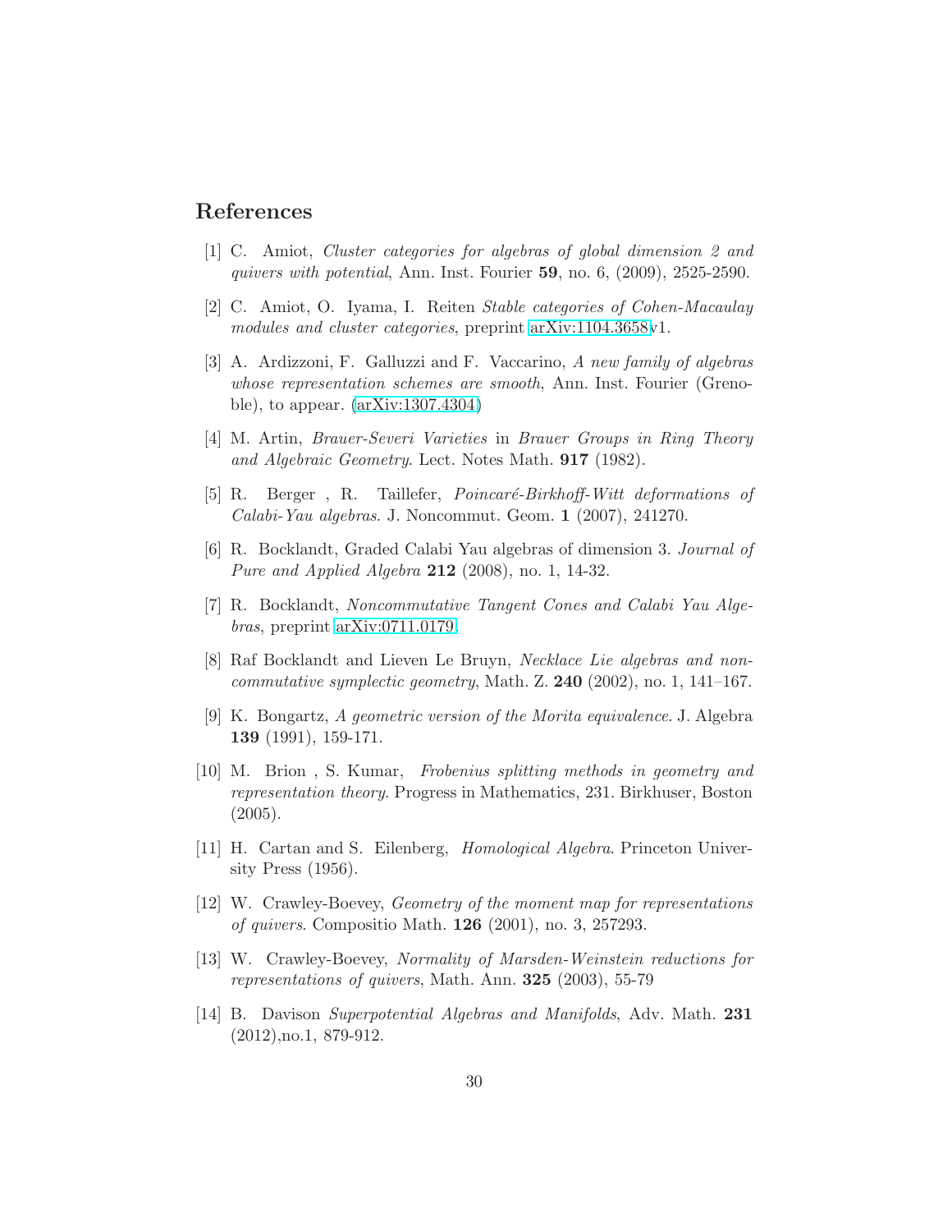## References

[1] C. Amiot, *Cluster categories for algebras of global dimension 2 and quivers with potential*, Ann. Inst. Fourier **59**, no. 6, (2009), 2525-2590.

[2] C. Amiot, O. Iyama, I. Reiten *Stable categories of Cohen-Macaulay modules and cluster categories*, preprint arXiv:1104.3658v1.

[3] A. Ardizzoni, F. Galluzzi and F. Vaccarino, *A new family of algebras whose representation schemes are smooth*, Ann. Inst. Fourier (Grenoble), to appear. (arXiv:1307.4304)

[4] M. Artin, *Brauer-Severi Varieties* in *Brauer Groups in Ring Theory and Algebraic Geometry*. Lect. Notes Math. **917** (1982).

[5] R. Berger , R. Taillefer, *Poincaré-Birkhoff-Witt deformations of Calabi-Yau algebras*. J. Noncommut. Geom. **1** (2007), 241270.

[6] R. Bocklandt, Graded Calabi Yau algebras of dimension 3. *Journal of Pure and Applied Algebra* **212** (2008), no. 1, 14-32.

[7] R. Bocklandt, *Noncommutative Tangent Cones and Calabi Yau Algebras*, preprint arXiv:0711.0179.

[8] Raf Bocklandt and Lieven Le Bruyn, *Necklace Lie algebras and noncommutative symplectic geometry*, Math. Z. **240** (2002), no. 1, 141–167.

[9] K. Bongartz, *A geometric version of the Morita equivalence*. J. Algebra **139** (1991), 159-171.

[10] M. Brion , S. Kumar, *Frobenius splitting methods in geometry and representation theory*. Progress in Mathematics, 231. Birkhuser, Boston (2005).

[11] H. Cartan and S. Eilenberg, *Homological Algebra*. Princeton University Press (1956).

[12] W. Crawley-Boevey, *Geometry of the moment map for representations of quivers*. Compositio Math. **126** (2001), no. 3, 257293.

[13] W. Crawley-Boevey, *Normality of Marsden-Weinstein reductions for representations of quivers*, Math. Ann. **325** (2003), 55-79

[14] B. Davison *Superpotential Algebras and Manifolds*, Adv. Math. **231** (2012),no.1, 879-912.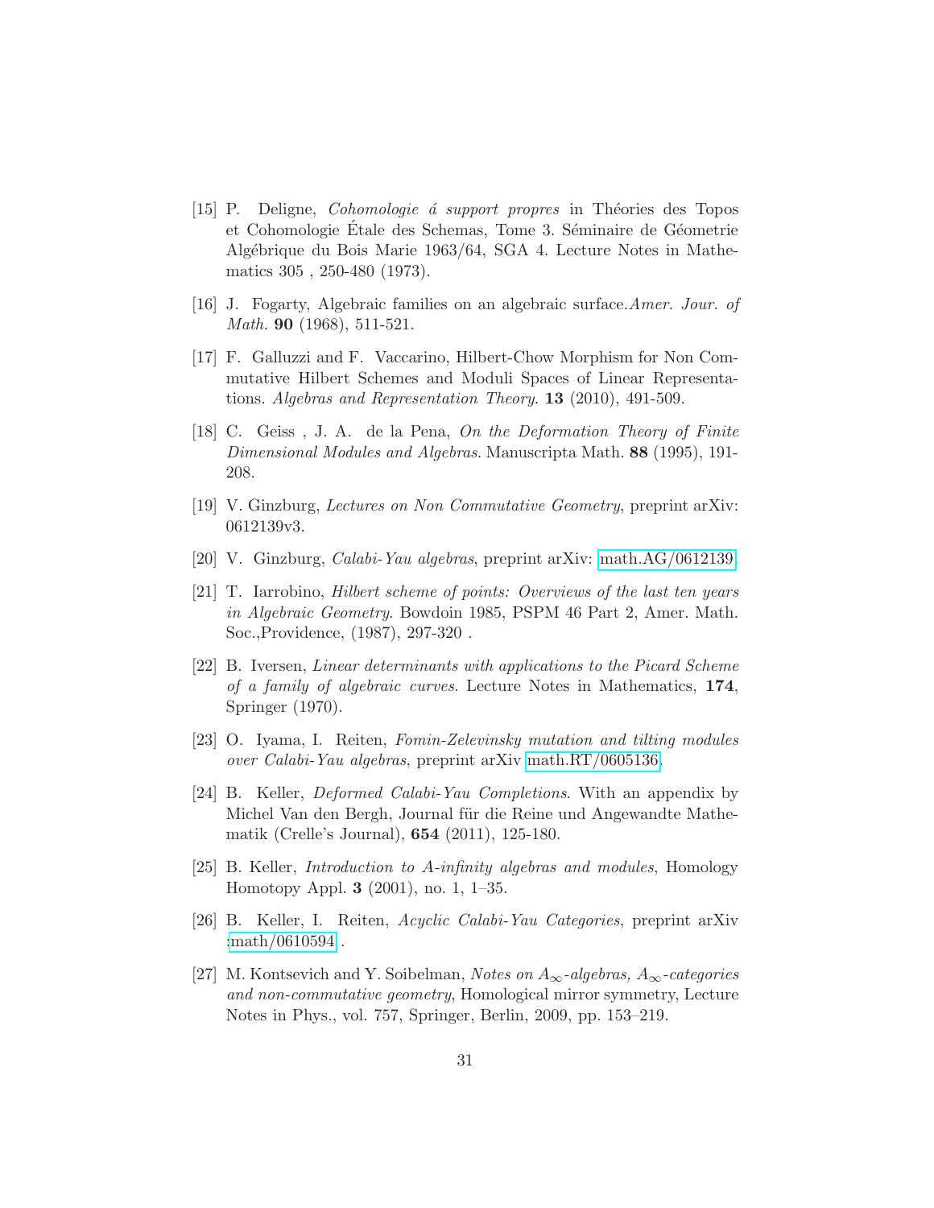[15] P. Deligne, *Cohomologie á support propres* in Théories des Topos et Cohomologie Étale des Schemas, Tome 3. Séminaire de Géometrie Algébrique du Bois Marie 1963/64, SGA 4. Lecture Notes in Mathematics 305 , 250-480 (1973).

[16] J. Fogarty, Algebraic families on an algebraic surface.*Amer. Jour. of Math.* **90** (1968), 511-521.

[17] F. Galluzzi and F. Vaccarino, Hilbert-Chow Morphism for Non Commutative Hilbert Schemes and Moduli Spaces of Linear Representations. *Algebras and Representation Theory.* **13** (2010), 491-509.

[18] C. Geiss , J. A. de la Pena, *On the Deformation Theory of Finite Dimensional Modules and Algebras*. Manuscripta Math. **88** (1995), 191-208.

[19] V. Ginzburg, *Lectures on Non Commutative Geometry*, preprint arXiv: 0612139v3.

[20] V. Ginzburg, *Calabi-Yau algebras*, preprint arXiv: math.AG/0612139.

[21] T. Iarrobino, *Hilbert scheme of points: Overviews of the last ten years in Algebraic Geometry*. Bowdoin 1985, PSPM 46 Part 2, Amer. Math. Soc.,Providence, (1987), 297-320 .

[22] B. Iversen, *Linear determinants with applications to the Picard Scheme of a family of algebraic curves.* Lecture Notes in Mathematics, **174**, Springer (1970).

[23] O. Iyama, I. Reiten, *Fomin-Zelevinsky mutation and tilting modules over Calabi-Yau algebras*, preprint arXiv math.RT/0605136.

[24] B. Keller, *Deformed Calabi-Yau Completions*. With an appendix by Michel Van den Bergh, Journal für die Reine und Angewandte Mathematik (Crelle's Journal), **654** (2011), 125-180.

[25] B. Keller, *Introduction to A-infinity algebras and modules*, Homology Homotopy Appl. **3** (2001), no. 1, 1–35.

[26] B. Keller, I. Reiten, *Acyclic Calabi-Yau Categories*, preprint arXiv :math/0610594 .

[27] M. Kontsevich and Y. Soibelman, *Notes on $A_\infty$-algebras, $A_\infty$-categories and non-commutative geometry*, Homological mirror symmetry, Lecture Notes in Phys., vol. 757, Springer, Berlin, 2009, pp. 153–219.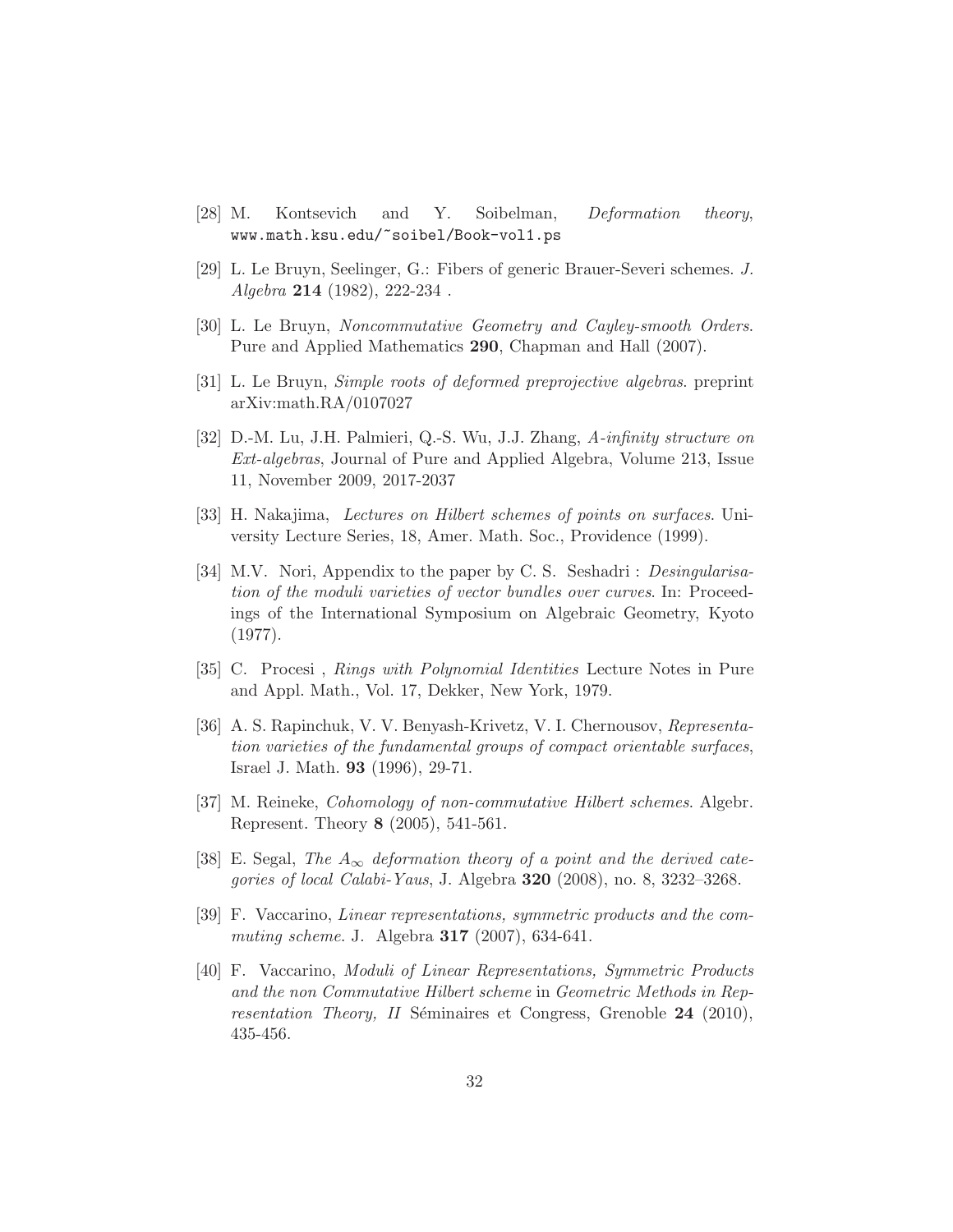[28] M. Kontsevich and Y. Soibelman, *Deformation theory*, `www.math.ksu.edu/~soibel/Book-vol1.ps`

[29] L. Le Bruyn, Seelinger, G.: Fibers of generic Brauer-Severi schemes. *J. Algebra* **214** (1982), 222-234 .

[30] L. Le Bruyn, *Noncommutative Geometry and Cayley-smooth Orders*. Pure and Applied Mathematics **290**, Chapman and Hall (2007).

[31] L. Le Bruyn, *Simple roots of deformed preprojective algebras*. preprint arXiv:math.RA/0107027

[32] D.-M. Lu, J.H. Palmieri, Q.-S. Wu, J.J. Zhang, *A-infinity structure on Ext-algebras*, Journal of Pure and Applied Algebra, Volume 213, Issue 11, November 2009, 2017-2037

[33] H. Nakajima, *Lectures on Hilbert schemes of points on surfaces*. University Lecture Series, 18, Amer. Math. Soc., Providence (1999).

[34] M.V. Nori, Appendix to the paper by C. S. Seshadri : *Desingularisation of the moduli varieties of vector bundles over curves*. In: Proceedings of the International Symposium on Algebraic Geometry, Kyoto (1977).

[35] C. Procesi , *Rings with Polynomial Identities* Lecture Notes in Pure and Appl. Math., Vol. 17, Dekker, New York, 1979.

[36] A. S. Rapinchuk, V. V. Benyash-Krivetz, V. I. Chernousov, *Representation varieties of the fundamental groups of compact orientable surfaces*, Israel J. Math. **93** (1996), 29-71.

[37] M. Reineke, *Cohomology of non-commutative Hilbert schemes*. Algebr. Represent. Theory **8** (2005), 541-561.

[38] E. Segal, *The $A_\infty$ deformation theory of a point and the derived categories of local Calabi-Yaus*, J. Algebra **320** (2008), no. 8, 3232–3268.

[39] F. Vaccarino, *Linear representations, symmetric products and the commuting scheme*. J. Algebra **317** (2007), 634-641.

[40] F. Vaccarino, *Moduli of Linear Representations, Symmetric Products and the non Commutative Hilbert scheme* in *Geometric Methods in Representation Theory, II* Séminaires et Congress, Grenoble **24** (2010), 435-456.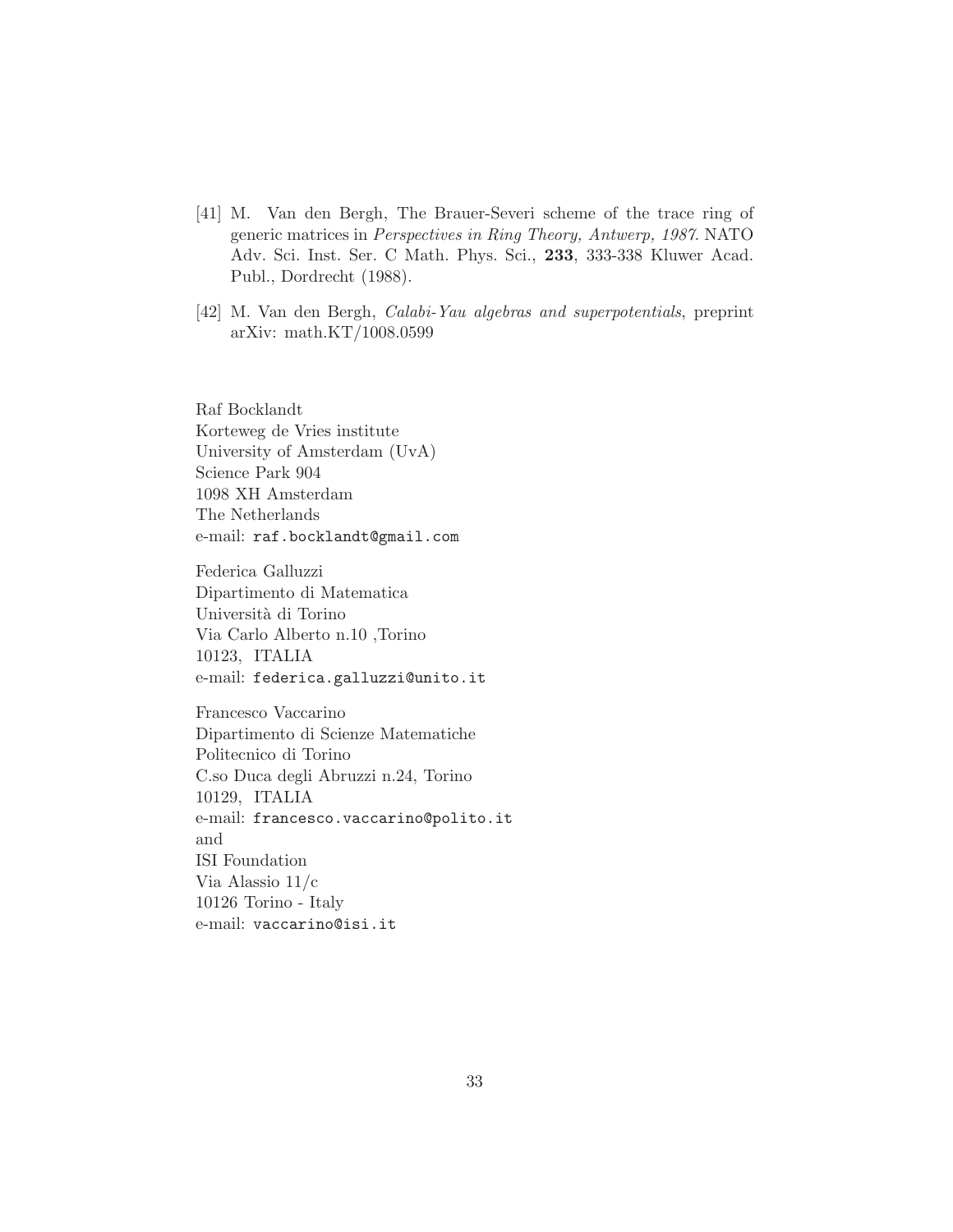[41] M. Van den Bergh, The Brauer-Severi scheme of the trace ring of generic matrices in *Perspectives in Ring Theory, Antwerp, 1987.* NATO Adv. Sci. Inst. Ser. C Math. Phys. Sci., **233**, 333-338 Kluwer Acad. Publ., Dordrecht (1988).

[42] M. Van den Bergh, *Calabi-Yau algebras and superpotentials*, preprint arXiv: math.KT/1008.0599

Raf Bocklandt
Korteweg de Vries institute
University of Amsterdam (UvA)
Science Park 904
1098 XH Amsterdam
The Netherlands
e-mail: `raf.bocklandt@gmail.com`

Federica Galluzzi
Dipartimento di Matematica
Università di Torino
Via Carlo Alberto n.10 ,Torino
10123, ITALIA
e-mail: `federica.galluzzi@unito.it`

Francesco Vaccarino
Dipartimento di Scienze Matematiche
Politecnico di Torino
C.so Duca degli Abruzzi n.24, Torino
10129, ITALIA
e-mail: `francesco.vaccarino@polito.it`
and
ISI Foundation
Via Alassio 11/c
10126 Torino - Italy
e-mail: `vaccarino@isi.it`